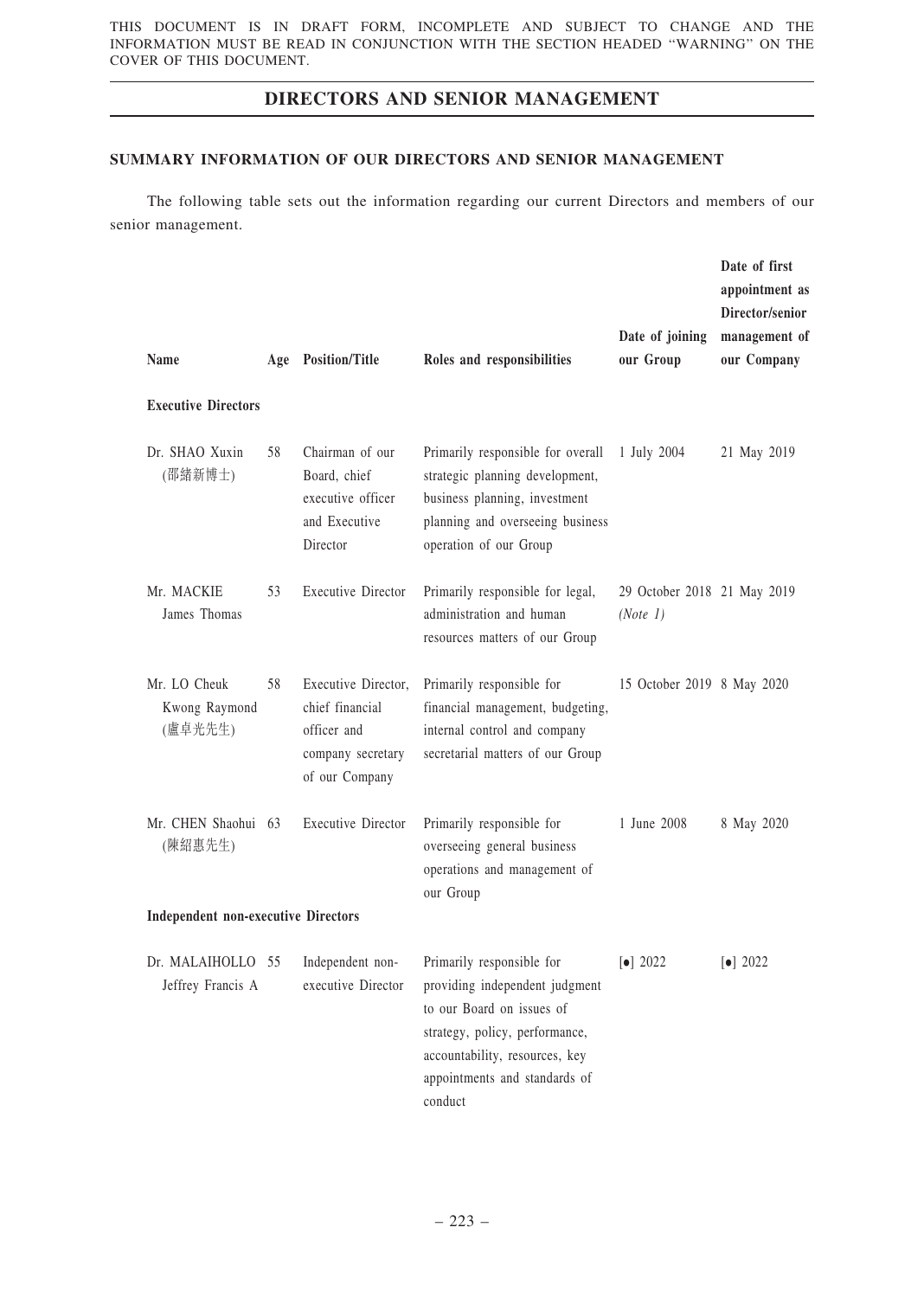THIS DOCUMENT IS IN DRAFT FORM, INCOMPLETE AND SUBJECT TO CHANGE AND THE INFORMATION MUST BE READ IN CONJUNCTION WITH THE SECTION HEADED "WARNING" ON THE COVER OF THIS DOCUMENT.

# DIRECTORS AND SENIOR MANAGEMENT

## SUMMARY INFORMATION OF OUR DIRECTORS AND SENIOR MANAGEMENT

The following table sets out the information regarding our current Directors and members of our senior management.

| Name | Age | Position/Title | Roles and responsibilities | Date of joining our Group | Date of first appointment as Director/senior management of our Company |
|---|---|---|---|---|---|
| **Executive Directors** | | | | | |
| Dr. SHAO Xuxin (邵緒新博士) | 58 | Chairman of our Board, chief executive officer and Executive Director | Primarily responsible for overall strategic planning development, business planning, investment planning and overseeing business operation of our Group | 1 July 2004 | 21 May 2019 |
| Mr. MACKIE James Thomas | 53 | Executive Director | Primarily responsible for legal, administration and human resources matters of our Group | 29 October 2018 *(Note 1)* | 21 May 2019 |
| Mr. LO Cheuk Kwong Raymond (盧卓光先生) | 58 | Executive Director, chief financial officer and company secretary of our Company | Primarily responsible for financial management, budgeting, internal control and company secretarial matters of our Group | 15 October 2019 | 8 May 2020 |
| Mr. CHEN Shaohui (陳紹惠先生) | 63 | Executive Director | Primarily responsible for overseeing general business operations and management of our Group | 1 June 2008 | 8 May 2020 |
| **Independent non-executive Directors** | | | | | |
| Dr. MALAIHOLLO Jeffrey Francis A | 55 | Independent non-executive Director | Primarily responsible for providing independent judgment to our Board on issues of strategy, policy, performance, accountability, resources, key appointments and standards of conduct | [●] 2022 | [●] 2022 |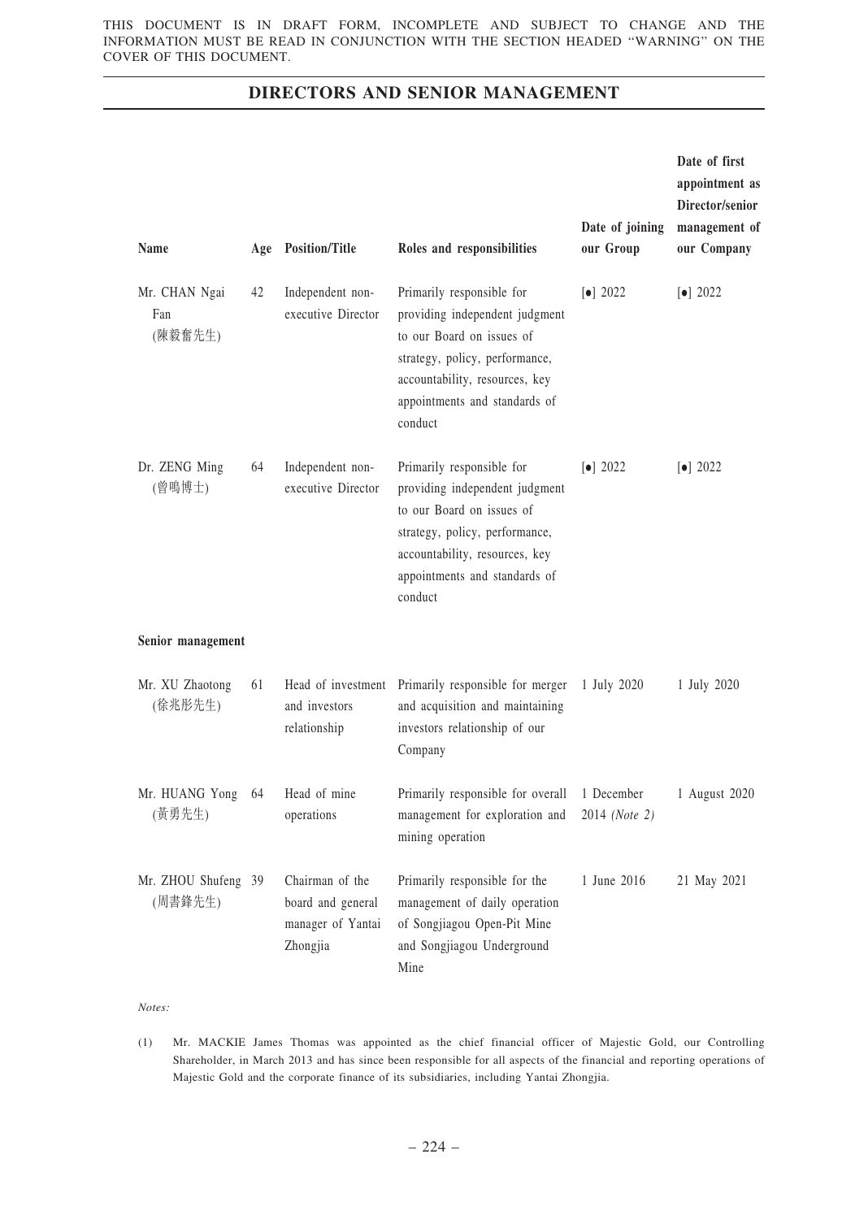THIS DOCUMENT IS IN DRAFT FORM, INCOMPLETE AND SUBJECT TO CHANGE AND THE INFORMATION MUST BE READ IN CONJUNCTION WITH THE SECTION HEADED "WARNING" ON THE COVER OF THIS DOCUMENT.

## DIRECTORS AND SENIOR MANAGEMENT

| Name | Age | Position/Title | Roles and responsibilities | Date of joining our Group | Date of first appointment as Director/senior management of our Company |
|---|---|---|---|---|---|
| Mr. CHAN Ngai Fan (陳毅奮先生) | 42 | Independent non-executive Director | Primarily responsible for providing independent judgment to our Board on issues of strategy, policy, performance, accountability, resources, key appointments and standards of conduct | [●] 2022 | [●] 2022 |
| Dr. ZENG Ming (曾鳴博士) | 64 | Independent non-executive Director | Primarily responsible for providing independent judgment to our Board on issues of strategy, policy, performance, accountability, resources, key appointments and standards of conduct | [●] 2022 | [●] 2022 |
| **Senior management** | | | | | |
| Mr. XU Zhaotong (徐兆彤先生) | 61 | Head of investment and investors relationship | Primarily responsible for merger and acquisition and maintaining investors relationship of our Company | 1 July 2020 | 1 July 2020 |
| Mr. HUANG Yong (黃勇先生) | 64 | Head of mine operations | Primarily responsible for overall management for exploration and mining operation | 1 December 2014 *(Note 2)* | 1 August 2020 |
| Mr. ZHOU Shufeng (周書鋒先生) | 39 | Chairman of the board and general manager of Yantai Zhongjia | Primarily responsible for the management of daily operation of Songjiagou Open-Pit Mine and Songjiagou Underground Mine | 1 June 2016 | 21 May 2021 |

*Notes:*

(1) Mr. MACKIE James Thomas was appointed as the chief financial officer of Majestic Gold, our Controlling Shareholder, in March 2013 and has since been responsible for all aspects of the financial and reporting operations of Majestic Gold and the corporate finance of its subsidiaries, including Yantai Zhongjia.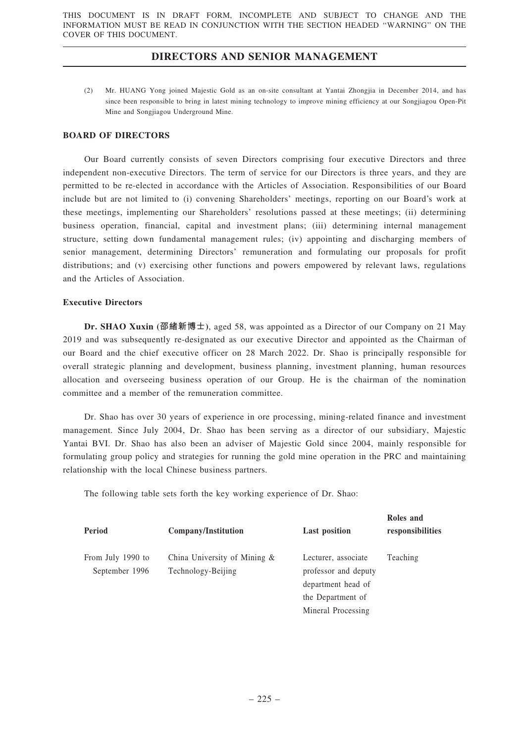(2) Mr. HUANG Yong joined Majestic Gold as an on-site consultant at Yantai Zhongjia in December 2014, and has since been responsible to bring in latest mining technology to improve mining efficiency at our Songjiagou Open-Pit Mine and Songjiagou Underground Mine.

## BOARD OF DIRECTORS

Our Board currently consists of seven Directors comprising four executive Directors and three independent non-executive Directors. The term of service for our Directors is three years, and they are permitted to be re-elected in accordance with the Articles of Association. Responsibilities of our Board include but are not limited to (i) convening Shareholders' meetings, reporting on our Board's work at these meetings, implementing our Shareholders' resolutions passed at these meetings; (ii) determining business operation, financial, capital and investment plans; (iii) determining internal management structure, setting down fundamental management rules; (iv) appointing and discharging members of senior management, determining Directors' remuneration and formulating our proposals for profit distributions; and (v) exercising other functions and powers empowered by relevant laws, regulations and the Articles of Association.

### Executive Directors

**Dr. SHAO Xuxin (邵緒新博士)**, aged 58, was appointed as a Director of our Company on 21 May 2019 and was subsequently re-designated as our executive Director and appointed as the Chairman of our Board and the chief executive officer on 28 March 2022. Dr. Shao is principally responsible for overall strategic planning and development, business planning, investment planning, human resources allocation and overseeing business operation of our Group. He is the chairman of the nomination committee and a member of the remuneration committee.

Dr. Shao has over 30 years of experience in ore processing, mining-related finance and investment management. Since July 2004, Dr. Shao has been serving as a director of our subsidiary, Majestic Yantai BVI. Dr. Shao has also been an adviser of Majestic Gold since 2004, mainly responsible for formulating group policy and strategies for running the gold mine operation in the PRC and maintaining relationship with the local Chinese business partners.

The following table sets forth the key working experience of Dr. Shao:

| Period | Company/Institution | Last position | Roles and responsibilities |
|---|---|---|---|
| From July 1990 to September 1996 | China University of Mining & Technology-Beijing | Lecturer, associate professor and deputy department head of the Department of Mineral Processing | Teaching |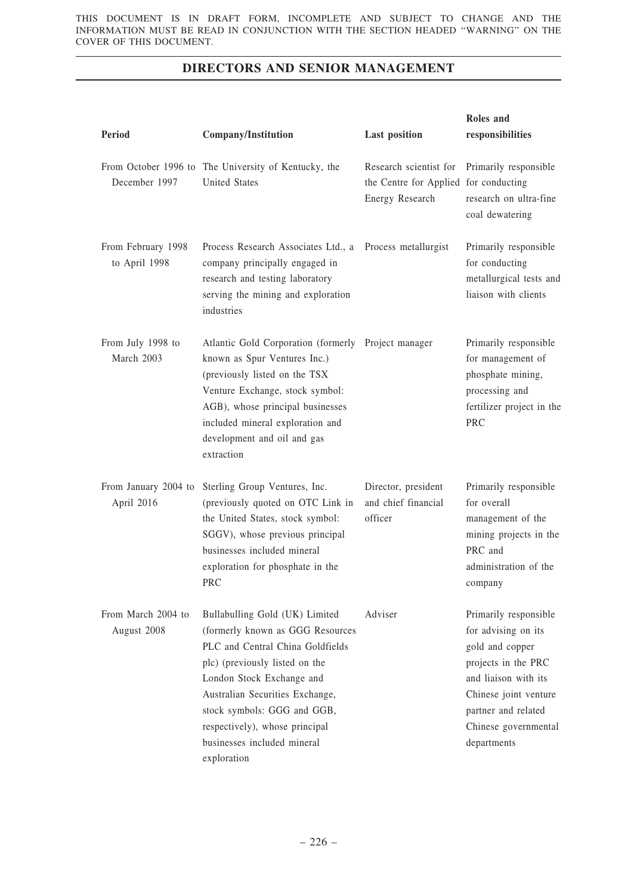THIS DOCUMENT IS IN DRAFT FORM, INCOMPLETE AND SUBJECT TO CHANGE AND THE INFORMATION MUST BE READ IN CONJUNCTION WITH THE SECTION HEADED "WARNING" ON THE COVER OF THIS DOCUMENT.

## DIRECTORS AND SENIOR MANAGEMENT

| Period | Company/Institution | Last position | Roles and responsibilities |
|---|---|---|---|
| From October 1996 to December 1997 | The University of Kentucky, the United States | Research scientist for the Centre for Applied Energy Research | Primarily responsible for conducting research on ultra-fine coal dewatering |
| From February 1998 to April 1998 | Process Research Associates Ltd., a company principally engaged in research and testing laboratory serving the mining and exploration industries | Process metallurgist | Primarily responsible for conducting metallurgical tests and liaison with clients |
| From July 1998 to March 2003 | Atlantic Gold Corporation (formerly known as Spur Ventures Inc.) (previously listed on the TSX Venture Exchange, stock symbol: AGB), whose principal businesses included mineral exploration and development and oil and gas extraction | Project manager | Primarily responsible for management of phosphate mining, processing and fertilizer project in the PRC |
| From January 2004 to April 2016 | Sterling Group Ventures, Inc. (previously quoted on OTC Link in the United States, stock symbol: SGGV), whose previous principal businesses included mineral exploration for phosphate in the PRC | Director, president and chief financial officer | Primarily responsible for overall management of the mining projects in the PRC and administration of the company |
| From March 2004 to August 2008 | Bullabulling Gold (UK) Limited (formerly known as GGG Resources PLC and Central China Goldfields plc) (previously listed on the London Stock Exchange and Australian Securities Exchange, stock symbols: GGG and GGB, respectively), whose principal businesses included mineral exploration | Adviser | Primarily responsible for advising on its gold and copper projects in the PRC and liaison with its Chinese joint venture partner and related Chinese governmental departments |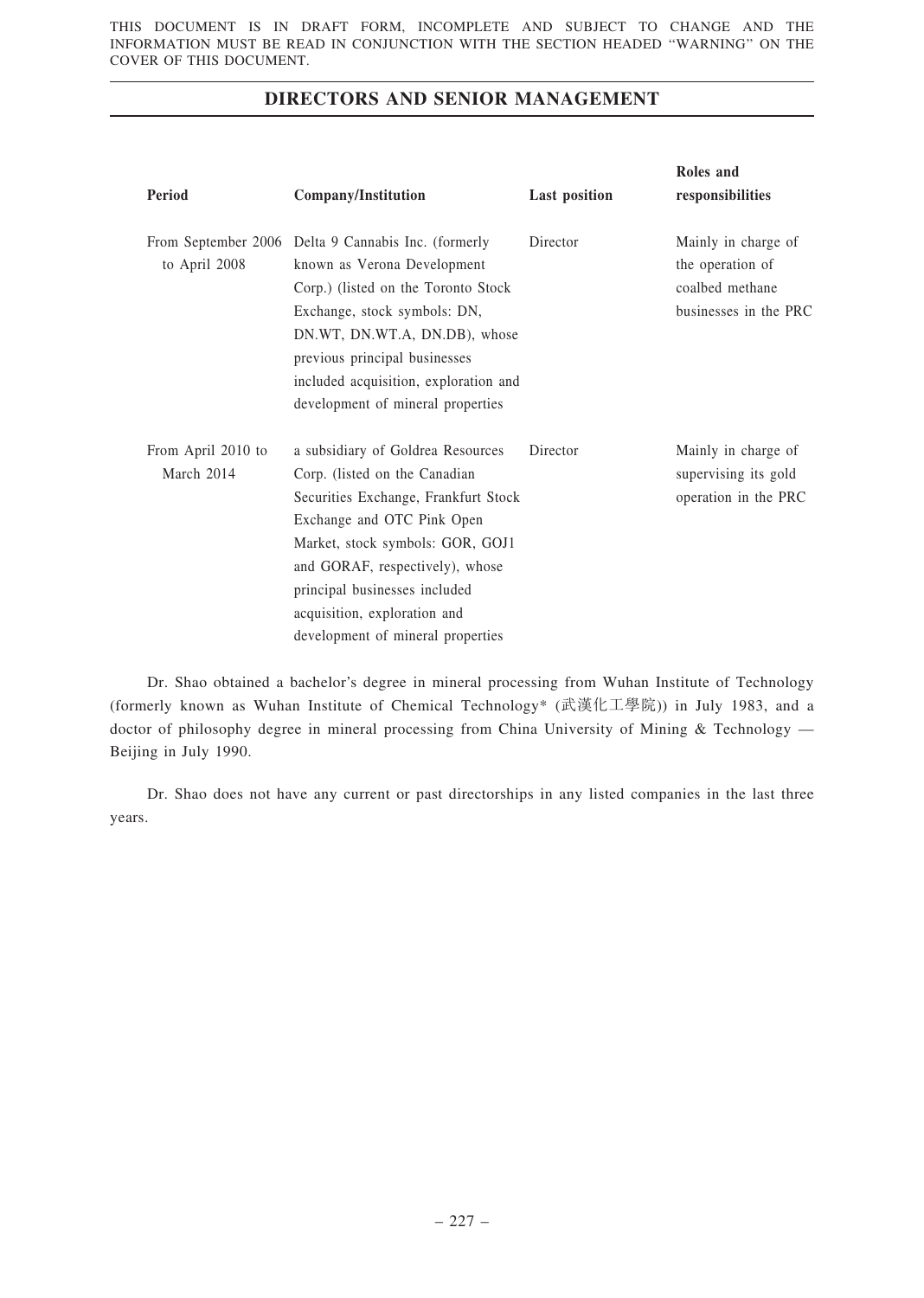THIS DOCUMENT IS IN DRAFT FORM, INCOMPLETE AND SUBJECT TO CHANGE AND THE INFORMATION MUST BE READ IN CONJUNCTION WITH THE SECTION HEADED "WARNING" ON THE COVER OF THIS DOCUMENT.

## DIRECTORS AND SENIOR MANAGEMENT

| Period | Company/Institution | Last position | Roles and responsibilities |
|---|---|---|---|
| From September 2006 to April 2008 | Delta 9 Cannabis Inc. (formerly known as Verona Development Corp.) (listed on the Toronto Stock Exchange, stock symbols: DN, DN.WT, DN.WT.A, DN.DB), whose previous principal businesses included acquisition, exploration and development of mineral properties | Director | Mainly in charge of the operation of coalbed methane businesses in the PRC |
| From April 2010 to March 2014 | a subsidiary of Goldrea Resources Corp. (listed on the Canadian Securities Exchange, Frankfurt Stock Exchange and OTC Pink Open Market, stock symbols: GOR, GOJ1 and GORAF, respectively), whose principal businesses included acquisition, exploration and development of mineral properties | Director | Mainly in charge of supervising its gold operation in the PRC |

Dr. Shao obtained a bachelor's degree in mineral processing from Wuhan Institute of Technology (formerly known as Wuhan Institute of Chemical Technology* (武漢化工學院)) in July 1983, and a doctor of philosophy degree in mineral processing from China University of Mining & Technology — Beijing in July 1990.

Dr. Shao does not have any current or past directorships in any listed companies in the last three years.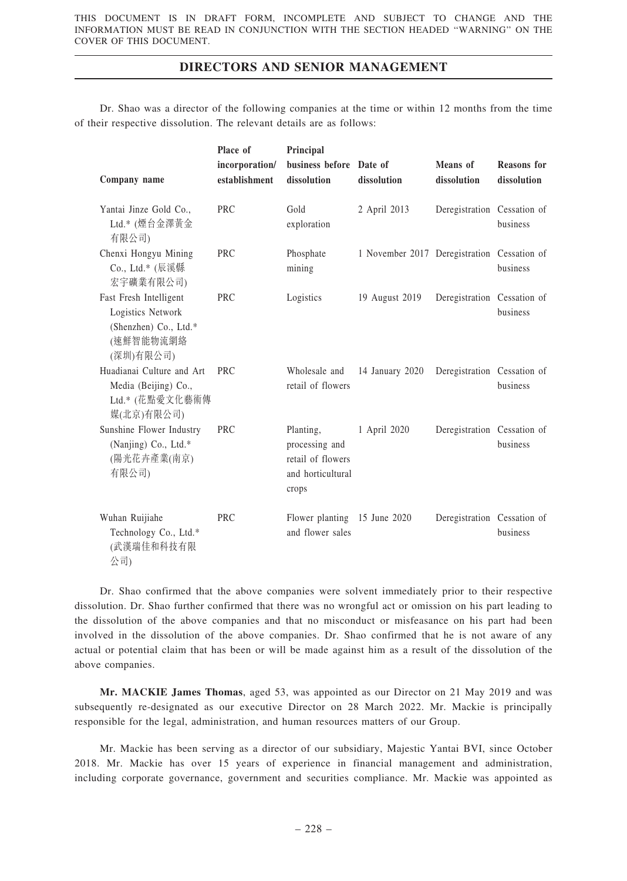Dr. Shao was a director of the following companies at the time or within 12 months from the time of their respective dissolution. The relevant details are as follows:

| Company name | Place of incorporation/ establishment | Principal business before dissolution | Date of dissolution | Means of dissolution | Reasons for dissolution |
|---|---|---|---|---|---|
| Yantai Jinze Gold Co., Ltd.* (煙台金澤黃金有限公司) | PRC | Gold exploration | 2 April 2013 | Deregistration | Cessation of business |
| Chenxi Hongyu Mining Co., Ltd.* (辰溪縣宏宇礦業有限公司) | PRC | Phosphate mining | 1 November 2017 | Deregistration | Cessation of business |
| Fast Fresh Intelligent Logistics Network (Shenzhen) Co., Ltd.* (速鮮智能物流網絡(深圳)有限公司) | PRC | Logistics | 19 August 2019 | Deregistration | Cessation of business |
| Huadianai Culture and Art Media (Beijing) Co., Ltd.* (花點愛文化藝術傳媒(北京)有限公司) | PRC | Wholesale and retail of flowers | 14 January 2020 | Deregistration | Cessation of business |
| Sunshine Flower Industry (Nanjing) Co., Ltd.* (陽光花卉產業(南京)有限公司) | PRC | Planting, processing and retail of flowers and horticultural crops | 1 April 2020 | Deregistration | Cessation of business |
| Wuhan Ruijiahe Technology Co., Ltd.* (武漢瑞佳和科技有限公司) | PRC | Flower planting and flower sales | 15 June 2020 | Deregistration | Cessation of business |

Dr. Shao confirmed that the above companies were solvent immediately prior to their respective dissolution. Dr. Shao further confirmed that there was no wrongful act or omission on his part leading to the dissolution of the above companies and that no misconduct or misfeasance on his part had been involved in the dissolution of the above companies. Dr. Shao confirmed that he is not aware of any actual or potential claim that has been or will be made against him as a result of the dissolution of the above companies.

**Mr. MACKIE James Thomas**, aged 53, was appointed as our Director on 21 May 2019 and was subsequently re-designated as our executive Director on 28 March 2022. Mr. Mackie is principally responsible for the legal, administration, and human resources matters of our Group.

Mr. Mackie has been serving as a director of our subsidiary, Majestic Yantai BVI, since October 2018. Mr. Mackie has over 15 years of experience in financial management and administration, including corporate governance, government and securities compliance. Mr. Mackie was appointed as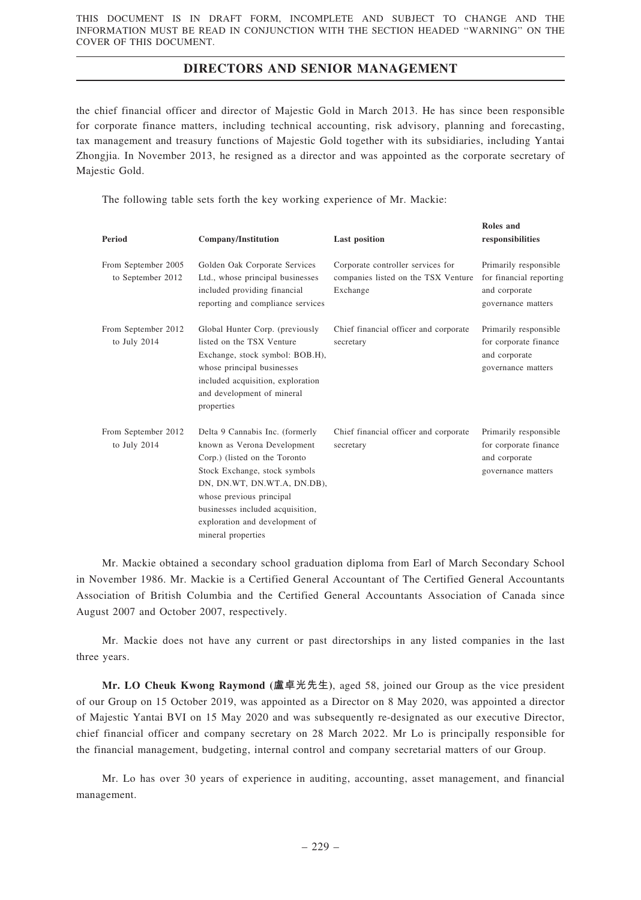the chief financial officer and director of Majestic Gold in March 2013. He has since been responsible for corporate finance matters, including technical accounting, risk advisory, planning and forecasting, tax management and treasury functions of Majestic Gold together with its subsidiaries, including Yantai Zhongjia. In November 2013, he resigned as a director and was appointed as the corporate secretary of Majestic Gold.

The following table sets forth the key working experience of Mr. Mackie:

| Period | Company/Institution | Last position | Roles and responsibilities |
|---|---|---|---|
| From September 2005 to September 2012 | Golden Oak Corporate Services Ltd., whose principal businesses included providing financial reporting and compliance services | Corporate controller services for companies listed on the TSX Venture Exchange | Primarily responsible for financial reporting and corporate governance matters |
| From September 2012 to July 2014 | Global Hunter Corp. (previously listed on the TSX Venture Exchange, stock symbol: BOB.H), whose principal businesses included acquisition, exploration and development of mineral properties | Chief financial officer and corporate secretary | Primarily responsible for corporate finance and corporate governance matters |
| From September 2012 to July 2014 | Delta 9 Cannabis Inc. (formerly known as Verona Development Corp.) (listed on the Toronto Stock Exchange, stock symbols DN, DN.WT, DN.WT.A, DN.DB), whose previous principal businesses included acquisition, exploration and development of mineral properties | Chief financial officer and corporate secretary | Primarily responsible for corporate finance and corporate governance matters |

Mr. Mackie obtained a secondary school graduation diploma from Earl of March Secondary School in November 1986. Mr. Mackie is a Certified General Accountant of The Certified General Accountants Association of British Columbia and the Certified General Accountants Association of Canada since August 2007 and October 2007, respectively.

Mr. Mackie does not have any current or past directorships in any listed companies in the last three years.

**Mr. LO Cheuk Kwong Raymond (盧卓光先生)**, aged 58, joined our Group as the vice president of our Group on 15 October 2019, was appointed as a Director on 8 May 2020, was appointed a director of Majestic Yantai BVI on 15 May 2020 and was subsequently re-designated as our executive Director, chief financial officer and company secretary on 28 March 2022. Mr Lo is principally responsible for the financial management, budgeting, internal control and company secretarial matters of our Group.

Mr. Lo has over 30 years of experience in auditing, accounting, asset management, and financial management.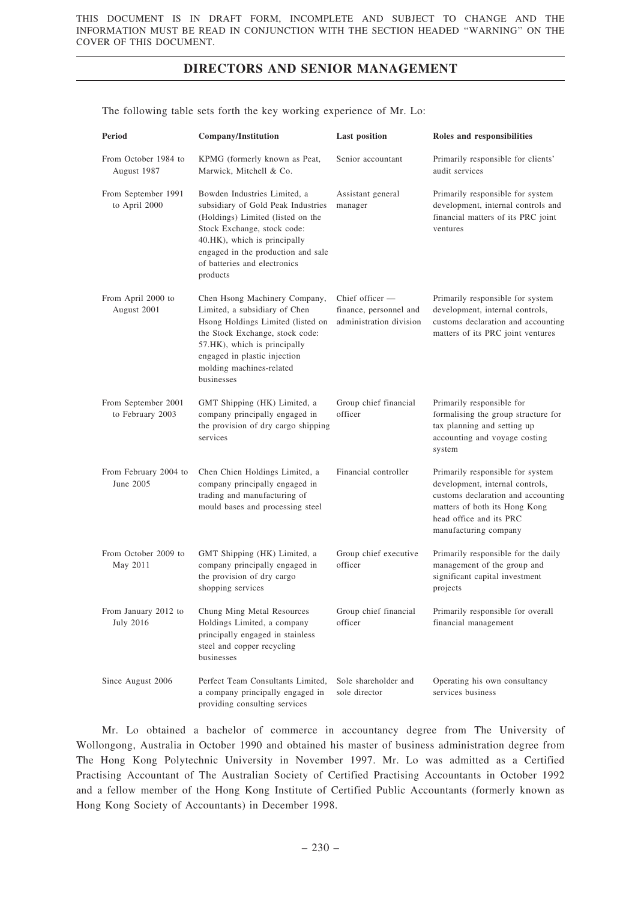## DIRECTORS AND SENIOR MANAGEMENT

The following table sets forth the key working experience of Mr. Lo:

| Period | Company/Institution | Last position | Roles and responsibilities |
|---|---|---|---|
| From October 1984 to August 1987 | KPMG (formerly known as Peat, Marwick, Mitchell & Co. | Senior accountant | Primarily responsible for clients' audit services |
| From September 1991 to April 2000 | Bowden Industries Limited, a subsidiary of Gold Peak Industries (Holdings) Limited (listed on the Stock Exchange, stock code: 40.HK), which is principally engaged in the production and sale of batteries and electronics products | Assistant general manager | Primarily responsible for system development, internal controls and financial matters of its PRC joint ventures |
| From April 2000 to August 2001 | Chen Hsong Machinery Company, Limited, a subsidiary of Chen Hsong Holdings Limited (listed on the Stock Exchange, stock code: 57.HK), which is principally engaged in plastic injection molding machines-related businesses | Chief officer — finance, personnel and administration division | Primarily responsible for system development, internal controls, customs declaration and accounting matters of its PRC joint ventures |
| From September 2001 to February 2003 | GMT Shipping (HK) Limited, a company principally engaged in the provision of dry cargo shipping services | Group chief financial officer | Primarily responsible for formalising the group structure for tax planning and setting up accounting and voyage costing system |
| From February 2004 to June 2005 | Chen Chien Holdings Limited, a company principally engaged in trading and manufacturing of mould bases and processing steel | Financial controller | Primarily responsible for system development, internal controls, customs declaration and accounting matters of both its Hong Kong head office and its PRC manufacturing company |
| From October 2009 to May 2011 | GMT Shipping (HK) Limited, a company principally engaged in the provision of dry cargo shopping services | Group chief executive officer | Primarily responsible for the daily management of the group and significant capital investment projects |
| From January 2012 to July 2016 | Chung Ming Metal Resources Holdings Limited, a company principally engaged in stainless steel and copper recycling businesses | Group chief financial officer | Primarily responsible for overall financial management |
| Since August 2006 | Perfect Team Consultants Limited, a company principally engaged in providing consulting services | Sole shareholder and sole director | Operating his own consultancy services business |

Mr. Lo obtained a bachelor of commerce in accountancy degree from The University of Wollongong, Australia in October 1990 and obtained his master of business administration degree from The Hong Kong Polytechnic University in November 1997. Mr. Lo was admitted as a Certified Practising Accountant of The Australian Society of Certified Practising Accountants in October 1992 and a fellow member of the Hong Kong Institute of Certified Public Accountants (formerly known as Hong Kong Society of Accountants) in December 1998.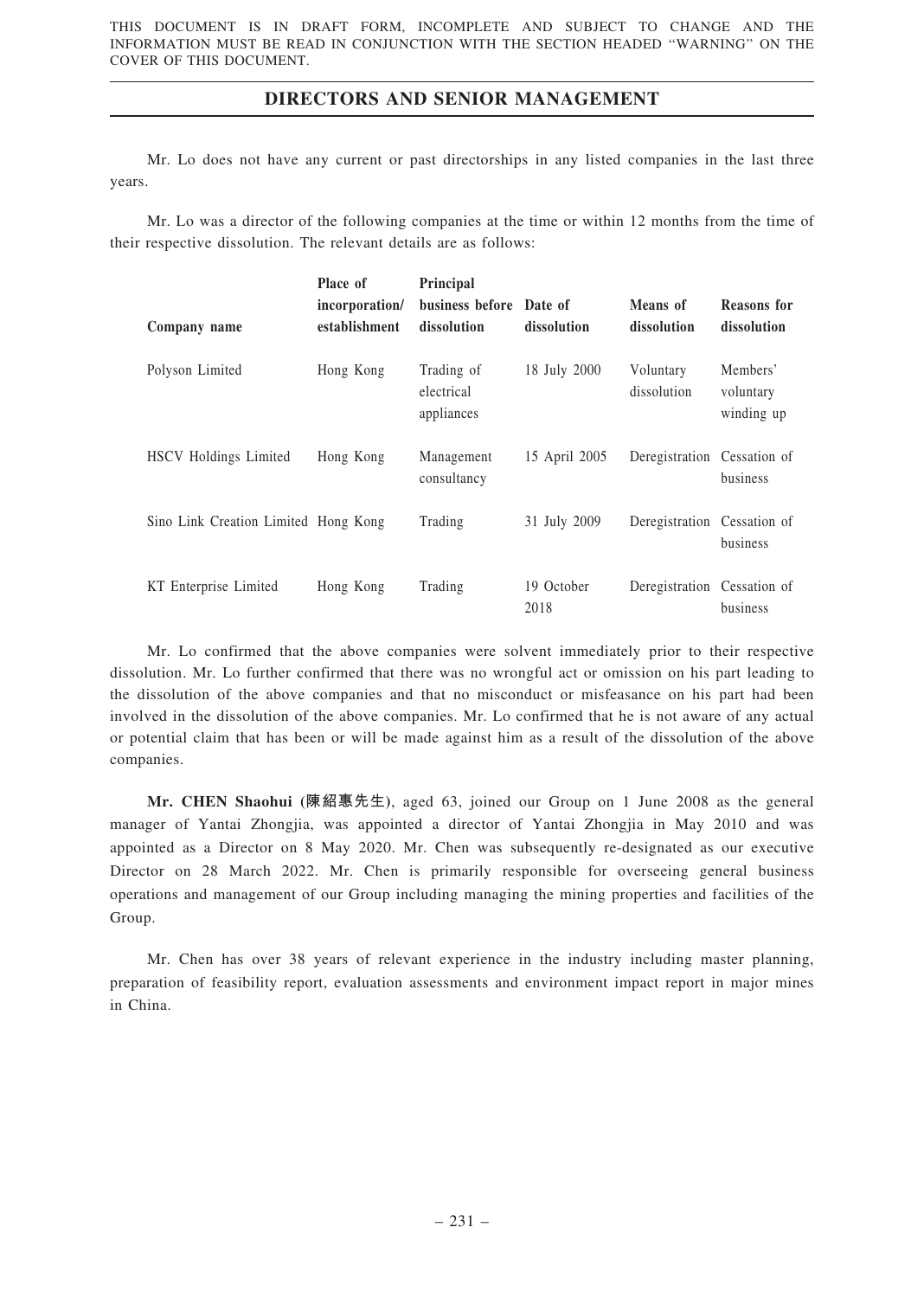## DIRECTORS AND SENIOR MANAGEMENT

Mr. Lo does not have any current or past directorships in any listed companies in the last three years.

Mr. Lo was a director of the following companies at the time or within 12 months from the time of their respective dissolution. The relevant details are as follows:

| Company name | Place of incorporation/ establishment | Principal business before dissolution | Date of dissolution | Means of dissolution | Reasons for dissolution |
|---|---|---|---|---|---|
| Polyson Limited | Hong Kong | Trading of electrical appliances | 18 July 2000 | Voluntary dissolution | Members' voluntary winding up |
| HSCV Holdings Limited | Hong Kong | Management consultancy | 15 April 2005 | Deregistration | Cessation of business |
| Sino Link Creation Limited | Hong Kong | Trading | 31 July 2009 | Deregistration | Cessation of business |
| KT Enterprise Limited | Hong Kong | Trading | 19 October 2018 | Deregistration | Cessation of business |

Mr. Lo confirmed that the above companies were solvent immediately prior to their respective dissolution. Mr. Lo further confirmed that there was no wrongful act or omission on his part leading to the dissolution of the above companies and that no misconduct or misfeasance on his part had been involved in the dissolution of the above companies. Mr. Lo confirmed that he is not aware of any actual or potential claim that has been or will be made against him as a result of the dissolution of the above companies.

**Mr. CHEN Shaohui (陳紹惠先生)**, aged 63, joined our Group on 1 June 2008 as the general manager of Yantai Zhongjia, was appointed a director of Yantai Zhongjia in May 2010 and was appointed as a Director on 8 May 2020. Mr. Chen was subsequently re-designated as our executive Director on 28 March 2022. Mr. Chen is primarily responsible for overseeing general business operations and management of our Group including managing the mining properties and facilities of the Group.

Mr. Chen has over 38 years of relevant experience in the industry including master planning, preparation of feasibility report, evaluation assessments and environment impact report in major mines in China.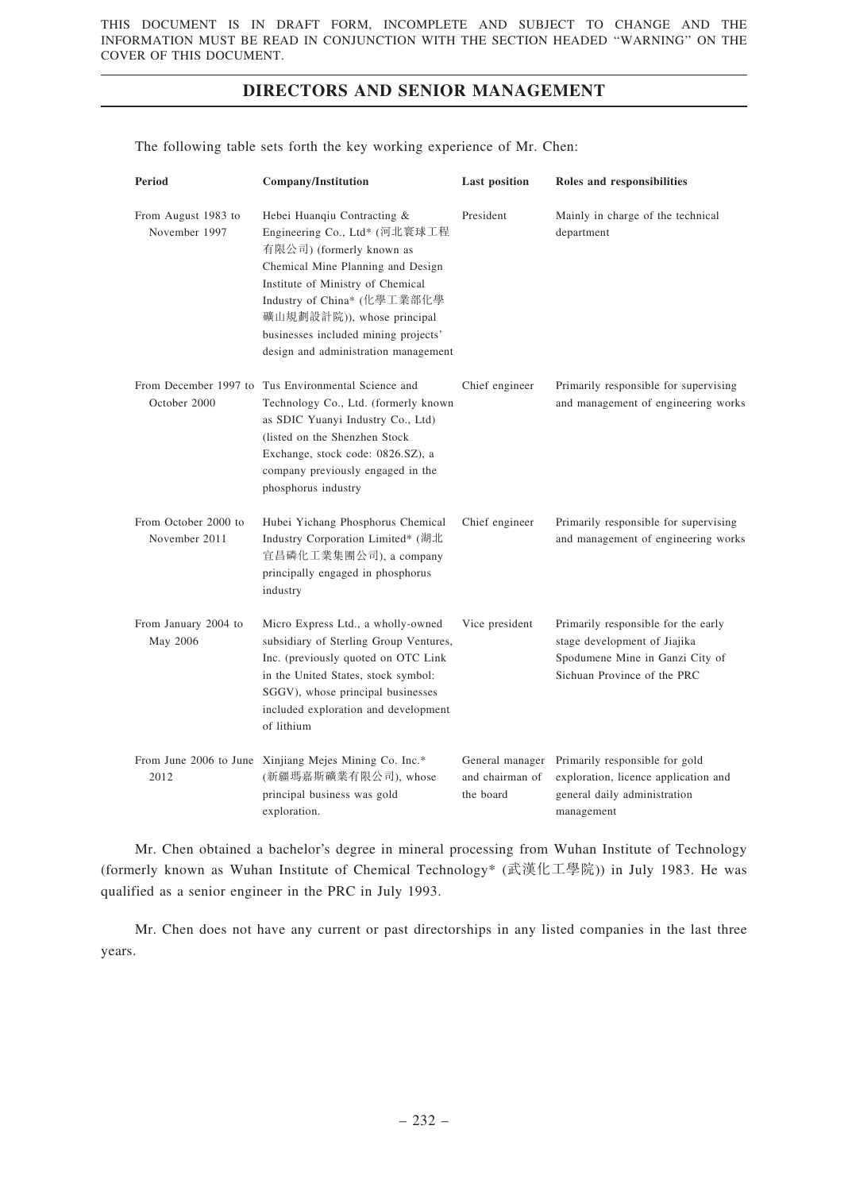## DIRECTORS AND SENIOR MANAGEMENT

The following table sets forth the key working experience of Mr. Chen:

| Period | Company/Institution | Last position | Roles and responsibilities |
| --- | --- | --- | --- |
| From August 1983 to November 1997 | Hebei Huanqiu Contracting & Engineering Co., Ltd* (河北寰球工程有限公司) (formerly known as Chemical Mine Planning and Design Institute of Ministry of Chemical Industry of China* (化學工業部化學礦山規劃設計院)), whose principal businesses included mining projects' design and administration management | President | Mainly in charge of the technical department |
| From December 1997 to October 2000 | Tus Environmental Science and Technology Co., Ltd. (formerly known as SDIC Yuanyi Industry Co., Ltd) (listed on the Shenzhen Stock Exchange, stock code: 0826.SZ), a company previously engaged in the phosphorus industry | Chief engineer | Primarily responsible for supervising and management of engineering works |
| From October 2000 to November 2011 | Hubei Yichang Phosphorus Chemical Industry Corporation Limited* (湖北宜昌磷化工業集團公司), a company principally engaged in phosphorus industry | Chief engineer | Primarily responsible for supervising and management of engineering works |
| From January 2004 to May 2006 | Micro Express Ltd., a wholly-owned subsidiary of Sterling Group Ventures, Inc. (previously quoted on OTC Link in the United States, stock symbol: SGGV), whose principal businesses included exploration and development of lithium | Vice president | Primarily responsible for the early stage development of Jiajika Spodumene Mine in Ganzi City of Sichuan Province of the PRC |
| From June 2006 to June 2012 | Xinjiang Mejes Mining Co. Inc.* (新疆瑪嘉斯礦業有限公司), whose principal business was gold exploration. | General manager and chairman of the board | Primarily responsible for gold exploration, licence application and general daily administration management |

Mr. Chen obtained a bachelor's degree in mineral processing from Wuhan Institute of Technology (formerly known as Wuhan Institute of Chemical Technology* (武漢化工學院)) in July 1983. He was qualified as a senior engineer in the PRC in July 1993.

Mr. Chen does not have any current or past directorships in any listed companies in the last three years.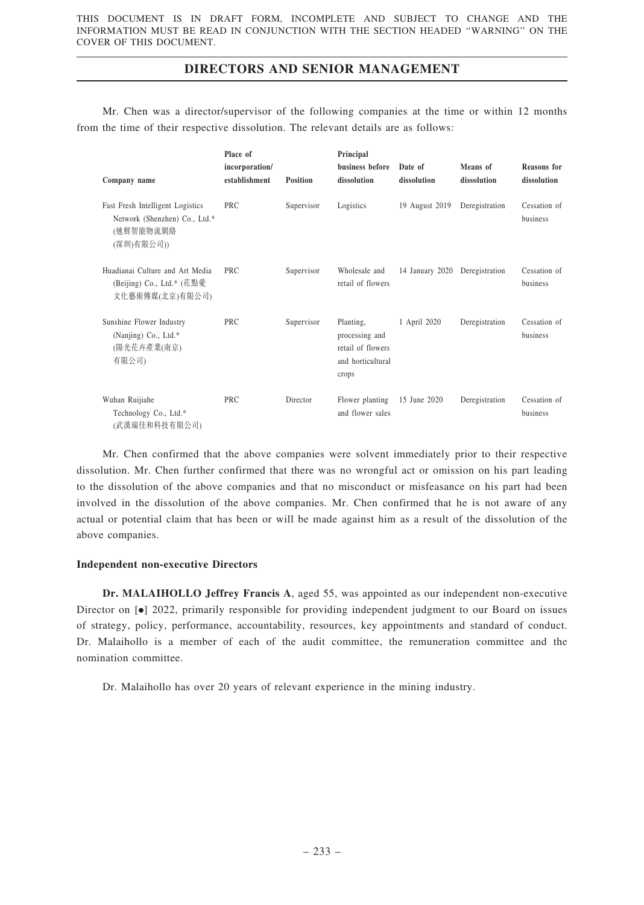Mr. Chen was a director/supervisor of the following companies at the time or within 12 months from the time of their respective dissolution. The relevant details are as follows:

| Company name | Place of incorporation/ establishment | Position | Principal business before dissolution | Date of dissolution | Means of dissolution | Reasons for dissolution |
|---|---|---|---|---|---|---|
| Fast Fresh Intelligent Logistics Network (Shenzhen) Co., Ltd.* (速鮮智能物流網絡(深圳)有限公司)) | PRC | Supervisor | Logistics | 19 August 2019 | Deregistration | Cessation of business |
| Huadianai Culture and Art Media (Beijing) Co., Ltd.* (花點愛文化藝術傳媒(北京)有限公司) | PRC | Supervisor | Wholesale and retail of flowers | 14 January 2020 | Deregistration | Cessation of business |
| Sunshine Flower Industry (Nanjing) Co., Ltd.* (陽光花卉產業(南京)有限公司) | PRC | Supervisor | Planting, processing and retail of flowers and horticultural crops | 1 April 2020 | Deregistration | Cessation of business |
| Wuhan Ruijiahe Technology Co., Ltd.* (武漢瑞佳和科技有限公司) | PRC | Director | Flower planting and flower sales | 15 June 2020 | Deregistration | Cessation of business |

Mr. Chen confirmed that the above companies were solvent immediately prior to their respective dissolution. Mr. Chen further confirmed that there was no wrongful act or omission on his part leading to the dissolution of the above companies and that no misconduct or misfeasance on his part had been involved in the dissolution of the above companies. Mr. Chen confirmed that he is not aware of any actual or potential claim that has been or will be made against him as a result of the dissolution of the above companies.

**Independent non-executive Directors**

**Dr. MALAIHOLLO Jeffrey Francis A**, aged 55, was appointed as our independent non-executive Director on [●] 2022, primarily responsible for providing independent judgment to our Board on issues of strategy, policy, performance, accountability, resources, key appointments and standard of conduct. Dr. Malaihollo is a member of each of the audit committee, the remuneration committee and the nomination committee.

Dr. Malaihollo has over 20 years of relevant experience in the mining industry.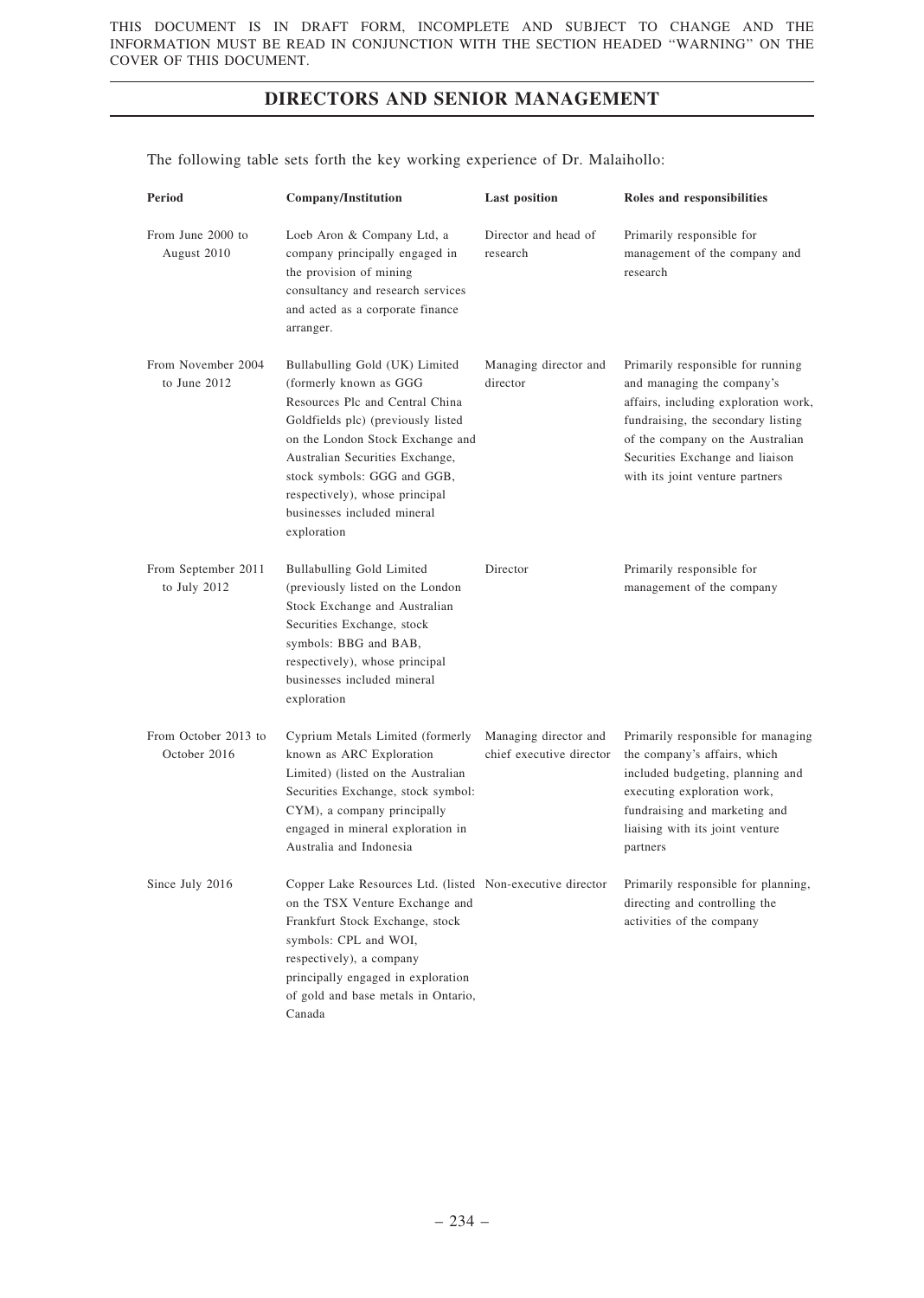THIS DOCUMENT IS IN DRAFT FORM, INCOMPLETE AND SUBJECT TO CHANGE AND THE INFORMATION MUST BE READ IN CONJUNCTION WITH THE SECTION HEADED "WARNING" ON THE COVER OF THIS DOCUMENT.

## DIRECTORS AND SENIOR MANAGEMENT

The following table sets forth the key working experience of Dr. Malaihollo:

| Period | Company/Institution | Last position | Roles and responsibilities |
|---|---|---|---|
| From June 2000 to August 2010 | Loeb Aron & Company Ltd, a company principally engaged in the provision of mining consultancy and research services and acted as a corporate finance arranger. | Director and head of research | Primarily responsible for management of the company and research |
| From November 2004 to June 2012 | Bullabulling Gold (UK) Limited (formerly known as GGG Resources Plc and Central China Goldfields plc) (previously listed on the London Stock Exchange and Australian Securities Exchange, stock symbols: GGG and GGB, respectively), whose principal businesses included mineral exploration | Managing director and director | Primarily responsible for running and managing the company's affairs, including exploration work, fundraising, the secondary listing of the company on the Australian Securities Exchange and liaison with its joint venture partners |
| From September 2011 to July 2012 | Bullabulling Gold Limited (previously listed on the London Stock Exchange and Australian Securities Exchange, stock symbols: BBG and BAB, respectively), whose principal businesses included mineral exploration | Director | Primarily responsible for management of the company |
| From October 2013 to October 2016 | Cyprium Metals Limited (formerly known as ARC Exploration Limited) (listed on the Australian Securities Exchange, stock symbol: CYM), a company principally engaged in mineral exploration in Australia and Indonesia | Managing director and chief executive director | Primarily responsible for managing the company's affairs, which included budgeting, planning and executing exploration work, fundraising and marketing and liaising with its joint venture partners |
| Since July 2016 | Copper Lake Resources Ltd. (listed on the TSX Venture Exchange and Frankfurt Stock Exchange, stock symbols: CPL and WOI, respectively), a company principally engaged in exploration of gold and base metals in Ontario, Canada | Non-executive director | Primarily responsible for planning, directing and controlling the activities of the company |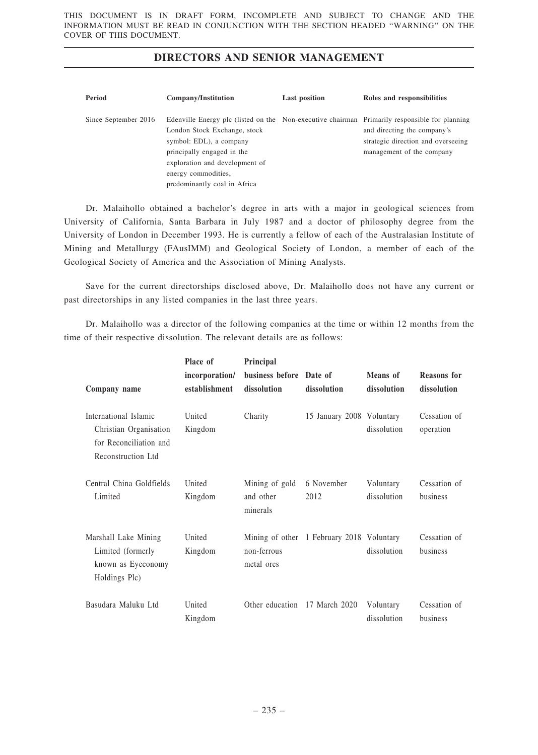## DIRECTORS AND SENIOR MANAGEMENT

| Period | Company/Institution | Last position | Roles and responsibilities |
|---|---|---|---|
| Since September 2016 | Edenville Energy plc (listed on the London Stock Exchange, stock symbol: EDL), a company principally engaged in the exploration and development of energy commodities, predominantly coal in Africa | Non-executive chairman | Primarily responsible for planning and directing the company's strategic direction and overseeing management of the company |

Dr. Malaihollo obtained a bachelor's degree in arts with a major in geological sciences from University of California, Santa Barbara in July 1987 and a doctor of philosophy degree from the University of London in December 1993. He is currently a fellow of each of the Australasian Institute of Mining and Metallurgy (FAusIMM) and Geological Society of London, a member of each of the Geological Society of America and the Association of Mining Analysts.

Save for the current directorships disclosed above, Dr. Malaihollo does not have any current or past directorships in any listed companies in the last three years.

Dr. Malaihollo was a director of the following companies at the time or within 12 months from the time of their respective dissolution. The relevant details are as follows:

| Company name | Place of incorporation/ establishment | Principal business before dissolution | Date of dissolution | Means of dissolution | Reasons for dissolution |
|---|---|---|---|---|---|
| International Islamic Christian Organisation for Reconciliation and Reconstruction Ltd | United Kingdom | Charity | 15 January 2008 | Voluntary dissolution | Cessation of operation |
| Central China Goldfields Limited | United Kingdom | Mining of gold and other minerals | 6 November 2012 | Voluntary dissolution | Cessation of business |
| Marshall Lake Mining Limited (formerly known as Eyeconomy Holdings Plc) | United Kingdom | Mining of other non-ferrous metal ores | 1 February 2018 | Voluntary dissolution | Cessation of business |
| Basudara Maluku Ltd | United Kingdom | Other education | 17 March 2020 | Voluntary dissolution | Cessation of business |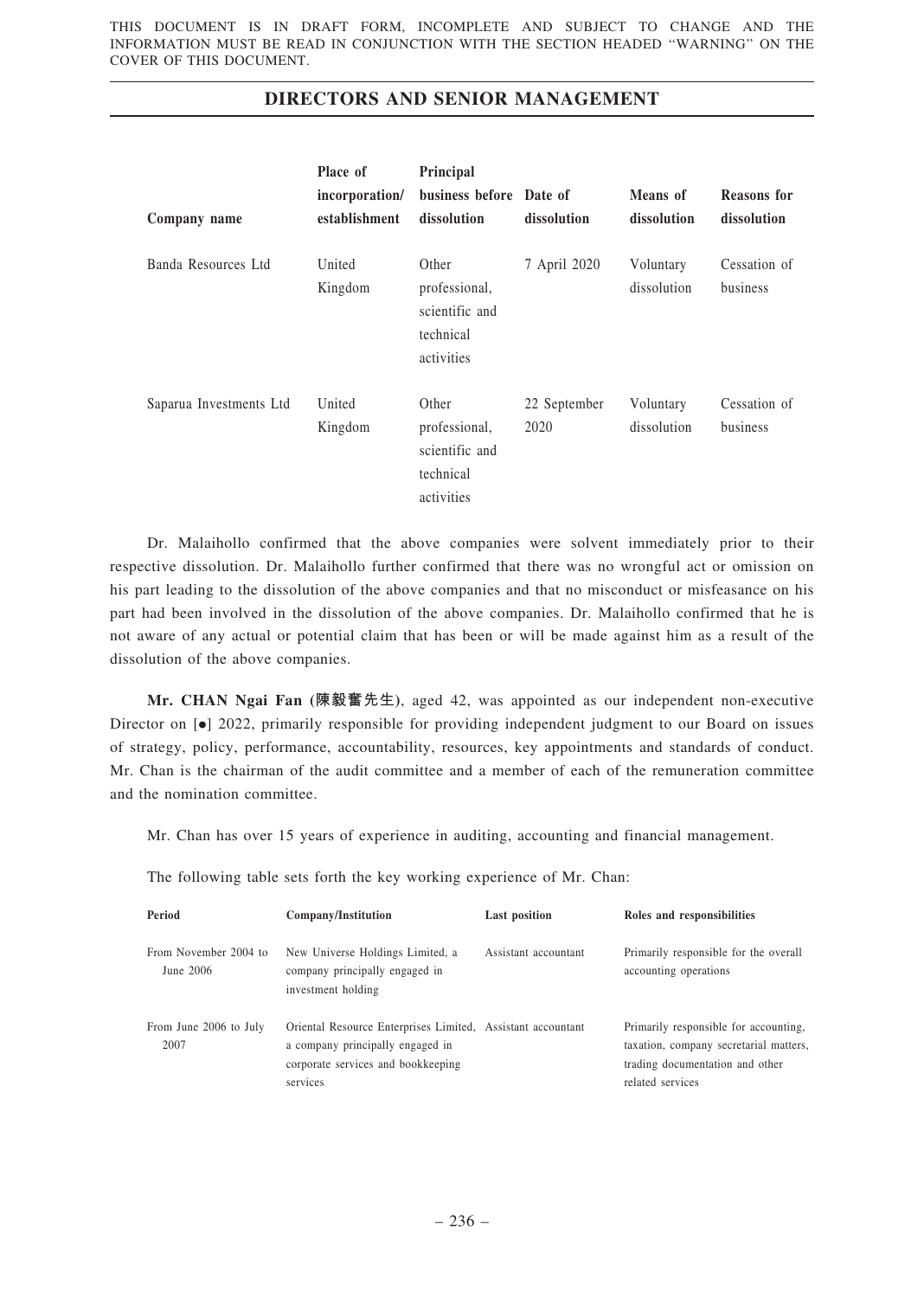## DIRECTORS AND SENIOR MANAGEMENT

| Company name | Place of incorporation/ establishment | Principal business before dissolution | Date of dissolution | Means of dissolution | Reasons for dissolution |
|---|---|---|---|---|---|
| Banda Resources Ltd | United Kingdom | Other professional, scientific and technical activities | 7 April 2020 | Voluntary dissolution | Cessation of business |
| Saparua Investments Ltd | United Kingdom | Other professional, scientific and technical activities | 22 September 2020 | Voluntary dissolution | Cessation of business |

Dr. Malaihollo confirmed that the above companies were solvent immediately prior to their respective dissolution. Dr. Malaihollo further confirmed that there was no wrongful act or omission on his part leading to the dissolution of the above companies and that no misconduct or misfeasance on his part had been involved in the dissolution of the above companies. Dr. Malaihollo confirmed that he is not aware of any actual or potential claim that has been or will be made against him as a result of the dissolution of the above companies.

**Mr. CHAN Ngai Fan (陳毅奮先生)**, aged 42, was appointed as our independent non-executive Director on [●] 2022, primarily responsible for providing independent judgment to our Board on issues of strategy, policy, performance, accountability, resources, key appointments and standards of conduct. Mr. Chan is the chairman of the audit committee and a member of each of the remuneration committee and the nomination committee.

Mr. Chan has over 15 years of experience in auditing, accounting and financial management.

The following table sets forth the key working experience of Mr. Chan:

| Period | Company/Institution | Last position | Roles and responsibilities |
|---|---|---|---|
| From November 2004 to June 2006 | New Universe Holdings Limited, a company principally engaged in investment holding | Assistant accountant | Primarily responsible for the overall accounting operations |
| From June 2006 to July 2007 | Oriental Resource Enterprises Limited, a company principally engaged in corporate services and bookkeeping services | Assistant accountant | Primarily responsible for accounting, taxation, company secretarial matters, trading documentation and other related services |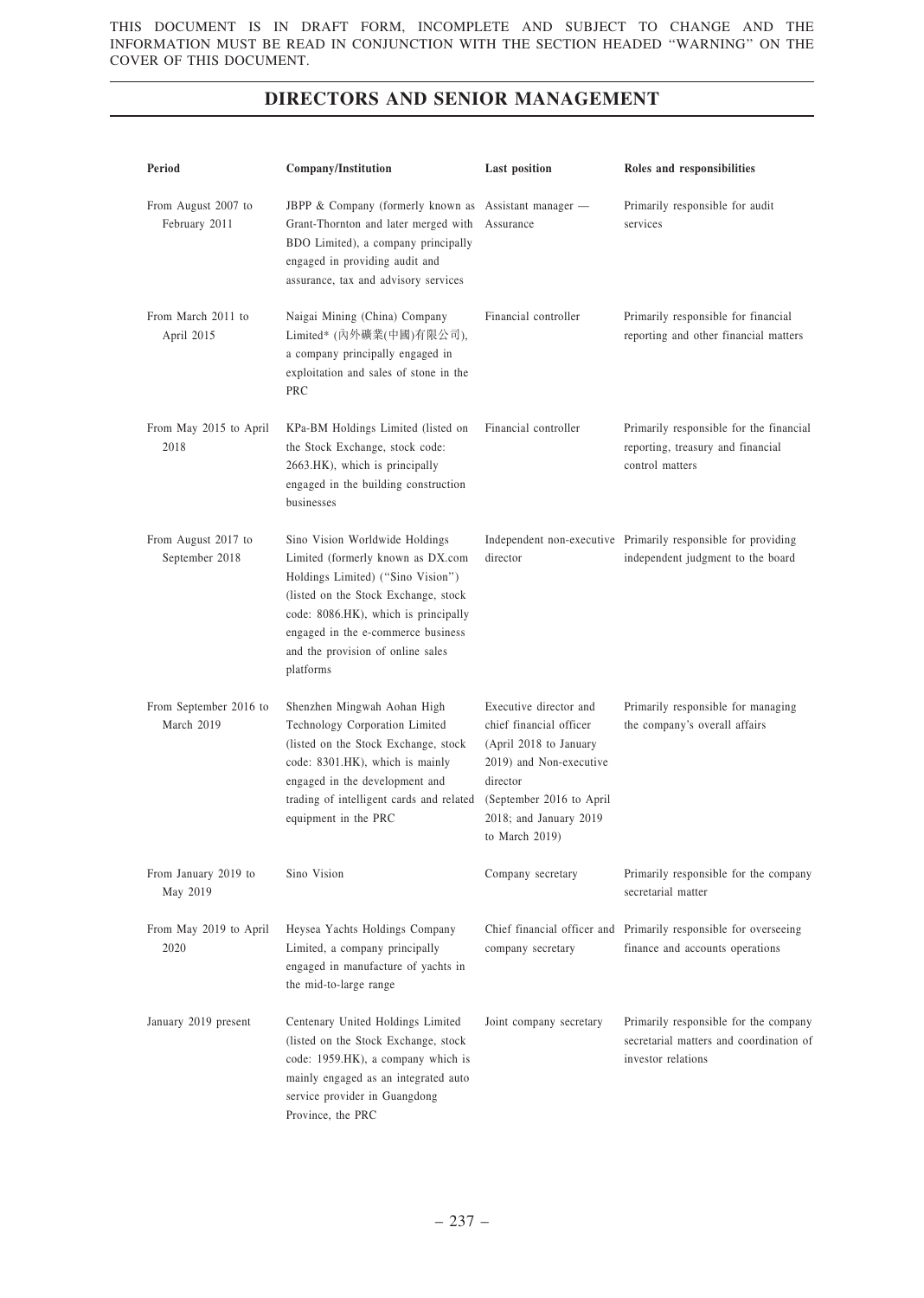THIS DOCUMENT IS IN DRAFT FORM, INCOMPLETE AND SUBJECT TO CHANGE AND THE INFORMATION MUST BE READ IN CONJUNCTION WITH THE SECTION HEADED "WARNING" ON THE COVER OF THIS DOCUMENT.

## DIRECTORS AND SENIOR MANAGEMENT

| Period | Company/Institution | Last position | Roles and responsibilities |
|---|---|---|---|
| From August 2007 to February 2011 | JBPP & Company (formerly known as Grant-Thornton and later merged with BDO Limited), a company principally engaged in providing audit and assurance, tax and advisory services | Assistant manager — Assurance | Primarily responsible for audit services |
| From March 2011 to April 2015 | Naigai Mining (China) Company Limited* (內外礦業(中國)有限公司), a company principally engaged in exploitation and sales of stone in the PRC | Financial controller | Primarily responsible for financial reporting and other financial matters |
| From May 2015 to April 2018 | KPa-BM Holdings Limited (listed on the Stock Exchange, stock code: 2663.HK), which is principally engaged in the building construction businesses | Financial controller | Primarily responsible for the financial reporting, treasury and financial control matters |
| From August 2017 to September 2018 | Sino Vision Worldwide Holdings Limited (formerly known as DX.com Holdings Limited) ("Sino Vision") (listed on the Stock Exchange, stock code: 8086.HK), which is principally engaged in the e-commerce business and the provision of online sales platforms | Independent non-executive director | Primarily responsible for providing independent judgment to the board |
| From September 2016 to March 2019 | Shenzhen Mingwah Aohan High Technology Corporation Limited (listed on the Stock Exchange, stock code: 8301.HK), which is mainly engaged in the development and trading of intelligent cards and related equipment in the PRC | Executive director and chief financial officer (April 2018 to January 2019) and Non-executive director (September 2016 to April 2018; and January 2019 to March 2019) | Primarily responsible for managing the company's overall affairs |
| From January 2019 to May 2019 | Sino Vision | Company secretary | Primarily responsible for the company secretarial matter |
| From May 2019 to April 2020 | Heysea Yachts Holdings Company Limited, a company principally engaged in manufacture of yachts in the mid-to-large range | Chief financial officer and company secretary | Primarily responsible for overseeing finance and accounts operations |
| January 2019 present | Centenary United Holdings Limited (listed on the Stock Exchange, stock code: 1959.HK), a company which is mainly engaged as an integrated auto service provider in Guangdong Province, the PRC | Joint company secretary | Primarily responsible for the company secretarial matters and coordination of investor relations |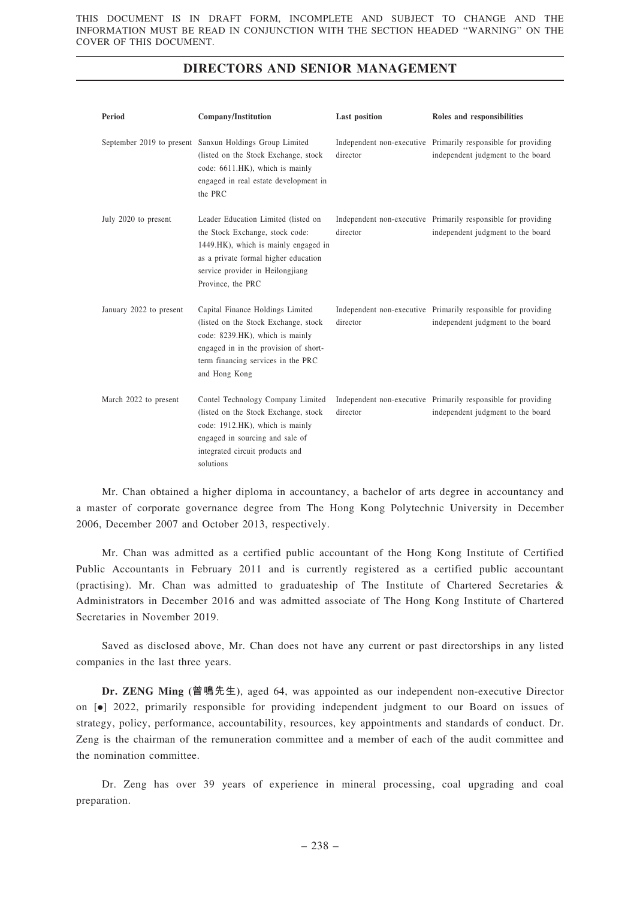## DIRECTORS AND SENIOR MANAGEMENT

| Period | Company/Institution | Last position | Roles and responsibilities |
|---|---|---|---|
| September 2019 to present | Sanxun Holdings Group Limited (listed on the Stock Exchange, stock code: 6611.HK), which is mainly engaged in real estate development in the PRC | Independent non-executive director | Primarily responsible for providing independent judgment to the board |
| July 2020 to present | Leader Education Limited (listed on the Stock Exchange, stock code: 1449.HK), which is mainly engaged in as a private formal higher education service provider in Heilongjiang Province, the PRC | Independent non-executive director | Primarily responsible for providing independent judgment to the board |
| January 2022 to present | Capital Finance Holdings Limited (listed on the Stock Exchange, stock code: 8239.HK), which is mainly engaged in in the provision of short-term financing services in the PRC and Hong Kong | Independent non-executive director | Primarily responsible for providing independent judgment to the board |
| March 2022 to present | Contel Technology Company Limited (listed on the Stock Exchange, stock code: 1912.HK), which is mainly engaged in sourcing and sale of integrated circuit products and solutions | Independent non-executive director | Primarily responsible for providing independent judgment to the board |

Mr. Chan obtained a higher diploma in accountancy, a bachelor of arts degree in accountancy and a master of corporate governance degree from The Hong Kong Polytechnic University in December 2006, December 2007 and October 2013, respectively.

Mr. Chan was admitted as a certified public accountant of the Hong Kong Institute of Certified Public Accountants in February 2011 and is currently registered as a certified public accountant (practising). Mr. Chan was admitted to graduateship of The Institute of Chartered Secretaries & Administrators in December 2016 and was admitted associate of The Hong Kong Institute of Chartered Secretaries in November 2019.

Saved as disclosed above, Mr. Chan does not have any current or past directorships in any listed companies in the last three years.

**Dr. ZENG Ming (曾鳴先生)**, aged 64, was appointed as our independent non-executive Director on [●] 2022, primarily responsible for providing independent judgment to our Board on issues of strategy, policy, performance, accountability, resources, key appointments and standards of conduct. Dr. Zeng is the chairman of the remuneration committee and a member of each of the audit committee and the nomination committee.

Dr. Zeng has over 39 years of experience in mineral processing, coal upgrading and coal preparation.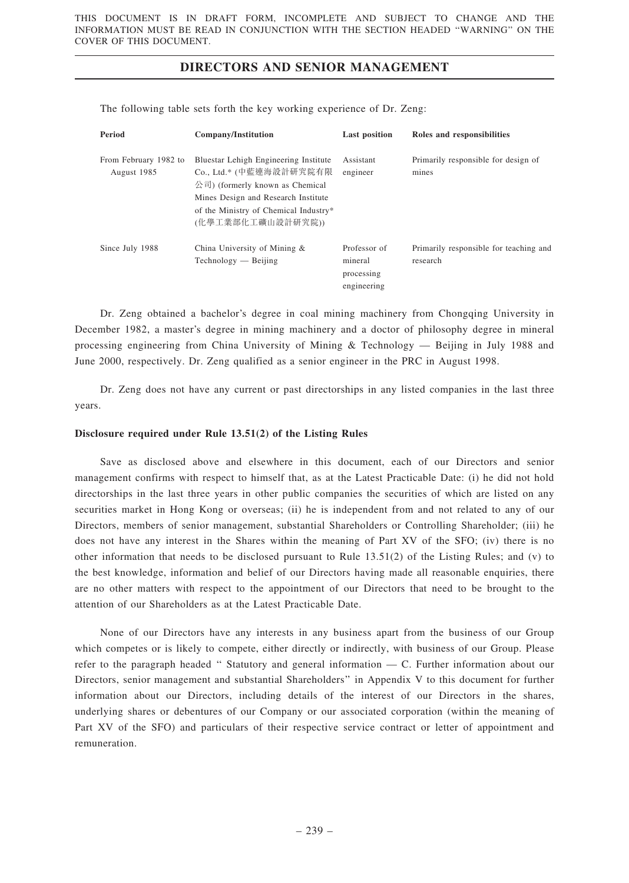## DIRECTORS AND SENIOR MANAGEMENT

The following table sets forth the key working experience of Dr. Zeng:

| Period | Company/Institution | Last position | Roles and responsibilities |
|---|---|---|---|
| From February 1982 to August 1985 | Bluestar Lehigh Engineering Institute Co., Ltd.* (中藍連海設計研究院有限公司) (formerly known as Chemical Mines Design and Research Institute of the Ministry of Chemical Industry* (化學工業部化工礦山設計研究院)) | Assistant engineer | Primarily responsible for design of mines |
| Since July 1988 | China University of Mining & Technology — Beijing | Professor of mineral processing engineering | Primarily responsible for teaching and research |

Dr. Zeng obtained a bachelor's degree in coal mining machinery from Chongqing University in December 1982, a master's degree in mining machinery and a doctor of philosophy degree in mineral processing engineering from China University of Mining & Technology — Beijing in July 1988 and June 2000, respectively. Dr. Zeng qualified as a senior engineer in the PRC in August 1998.

Dr. Zeng does not have any current or past directorships in any listed companies in the last three years.

**Disclosure required under Rule 13.51(2) of the Listing Rules**

Save as disclosed above and elsewhere in this document, each of our Directors and senior management confirms with respect to himself that, as at the Latest Practicable Date: (i) he did not hold directorships in the last three years in other public companies the securities of which are listed on any securities market in Hong Kong or overseas; (ii) he is independent from and not related to any of our Directors, members of senior management, substantial Shareholders or Controlling Shareholder; (iii) he does not have any interest in the Shares within the meaning of Part XV of the SFO; (iv) there is no other information that needs to be disclosed pursuant to Rule 13.51(2) of the Listing Rules; and (v) to the best knowledge, information and belief of our Directors having made all reasonable enquiries, there are no other matters with respect to the appointment of our Directors that need to be brought to the attention of our Shareholders as at the Latest Practicable Date.

None of our Directors have any interests in any business apart from the business of our Group which competes or is likely to compete, either directly or indirectly, with business of our Group. Please refer to the paragraph headed " Statutory and general information — C. Further information about our Directors, senior management and substantial Shareholders" in Appendix V to this document for further information about our Directors, including details of the interest of our Directors in the shares, underlying shares or debentures of our Company or our associated corporation (within the meaning of Part XV of the SFO) and particulars of their respective service contract or letter of appointment and remuneration.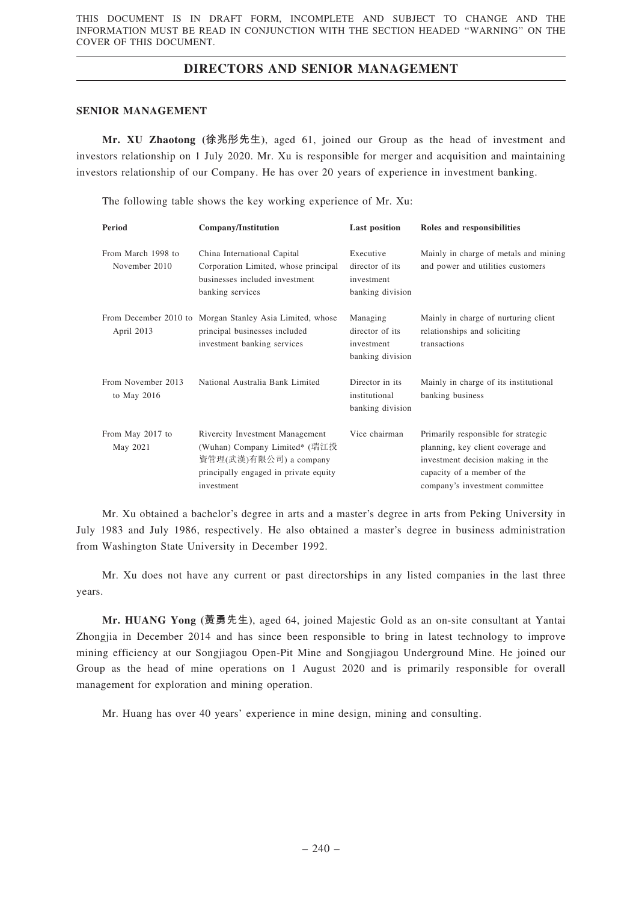## DIRECTORS AND SENIOR MANAGEMENT

### SENIOR MANAGEMENT

**Mr. XU Zhaotong (徐兆彤先生)**, aged 61, joined our Group as the head of investment and investors relationship on 1 July 2020. Mr. Xu is responsible for merger and acquisition and maintaining investors relationship of our Company. He has over 20 years of experience in investment banking.

The following table shows the key working experience of Mr. Xu:

| Period | Company/Institution | Last position | Roles and responsibilities |
|---|---|---|---|
| From March 1998 to November 2010 | China International Capital Corporation Limited, whose principal businesses included investment banking services | Executive director of its investment banking division | Mainly in charge of metals and mining and power and utilities customers |
| From December 2010 to April 2013 | Morgan Stanley Asia Limited, whose principal businesses included investment banking services | Managing director of its investment banking division | Mainly in charge of nurturing client relationships and soliciting transactions |
| From November 2013 to May 2016 | National Australia Bank Limited | Director in its institutional banking division | Mainly in charge of its institutional banking business |
| From May 2017 to May 2021 | Rivercity Investment Management (Wuhan) Company Limited* (瑞江投資管理(武漢)有限公司) a company principally engaged in private equity investment | Vice chairman | Primarily responsible for strategic planning, key client coverage and investment decision making in the capacity of a member of the company's investment committee |

Mr. Xu obtained a bachelor's degree in arts and a master's degree in arts from Peking University in July 1983 and July 1986, respectively. He also obtained a master's degree in business administration from Washington State University in December 1992.

Mr. Xu does not have any current or past directorships in any listed companies in the last three years.

**Mr. HUANG Yong (黃勇先生)**, aged 64, joined Majestic Gold as an on-site consultant at Yantai Zhongjia in December 2014 and has since been responsible to bring in latest technology to improve mining efficiency at our Songjiagou Open-Pit Mine and Songjiagou Underground Mine. He joined our Group as the head of mine operations on 1 August 2020 and is primarily responsible for overall management for exploration and mining operation.

Mr. Huang has over 40 years' experience in mine design, mining and consulting.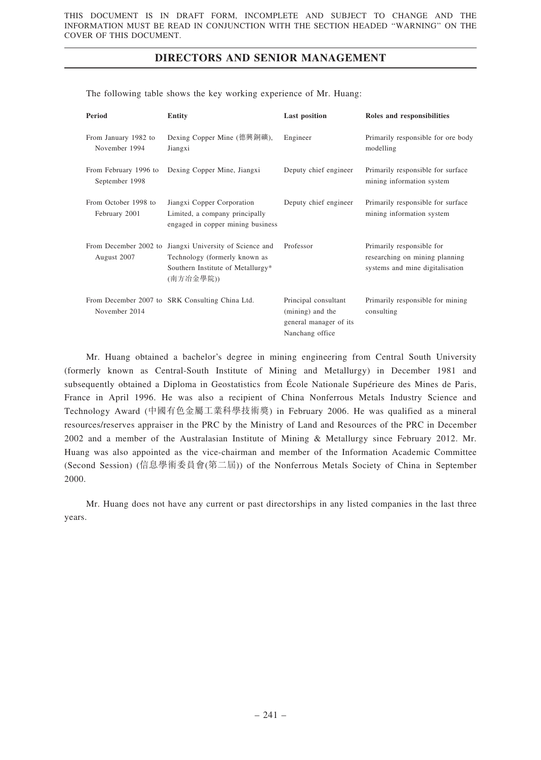The following table shows the key working experience of Mr. Huang:

| Period | Entity | Last position | Roles and responsibilities |
|---|---|---|---|
| From January 1982 to November 1994 | Dexing Copper Mine (德興銅礦), Jiangxi | Engineer | Primarily responsible for ore body modelling |
| From February 1996 to September 1998 | Dexing Copper Mine, Jiangxi | Deputy chief engineer | Primarily responsible for surface mining information system |
| From October 1998 to February 2001 | Jiangxi Copper Corporation Limited, a company principally engaged in copper mining business | Deputy chief engineer | Primarily responsible for surface mining information system |
| From December 2002 to August 2007 | Jiangxi University of Science and Technology (formerly known as Southern Institute of Metallurgy* (南方冶金學院)) | Professor | Primarily responsible for researching on mining planning systems and mine digitalisation |
| From December 2007 to November 2014 | SRK Consulting China Ltd. | Principal consultant (mining) and the general manager of its Nanchang office | Primarily responsible for mining consulting |

Mr. Huang obtained a bachelor's degree in mining engineering from Central South University (formerly known as Central-South Institute of Mining and Metallurgy) in December 1981 and subsequently obtained a Diploma in Geostatistics from École Nationale Supérieure des Mines de Paris, France in April 1996. He was also a recipient of China Nonferrous Metals Industry Science and Technology Award (中國有色金屬工業科學技術獎) in February 2006. He was qualified as a mineral resources/reserves appraiser in the PRC by the Ministry of Land and Resources of the PRC in December 2002 and a member of the Australasian Institute of Mining & Metallurgy since February 2012. Mr. Huang was also appointed as the vice-chairman and member of the Information Academic Committee (Second Session) (信息學術委員會(第二屆)) of the Nonferrous Metals Society of China in September 2000.

Mr. Huang does not have any current or past directorships in any listed companies in the last three years.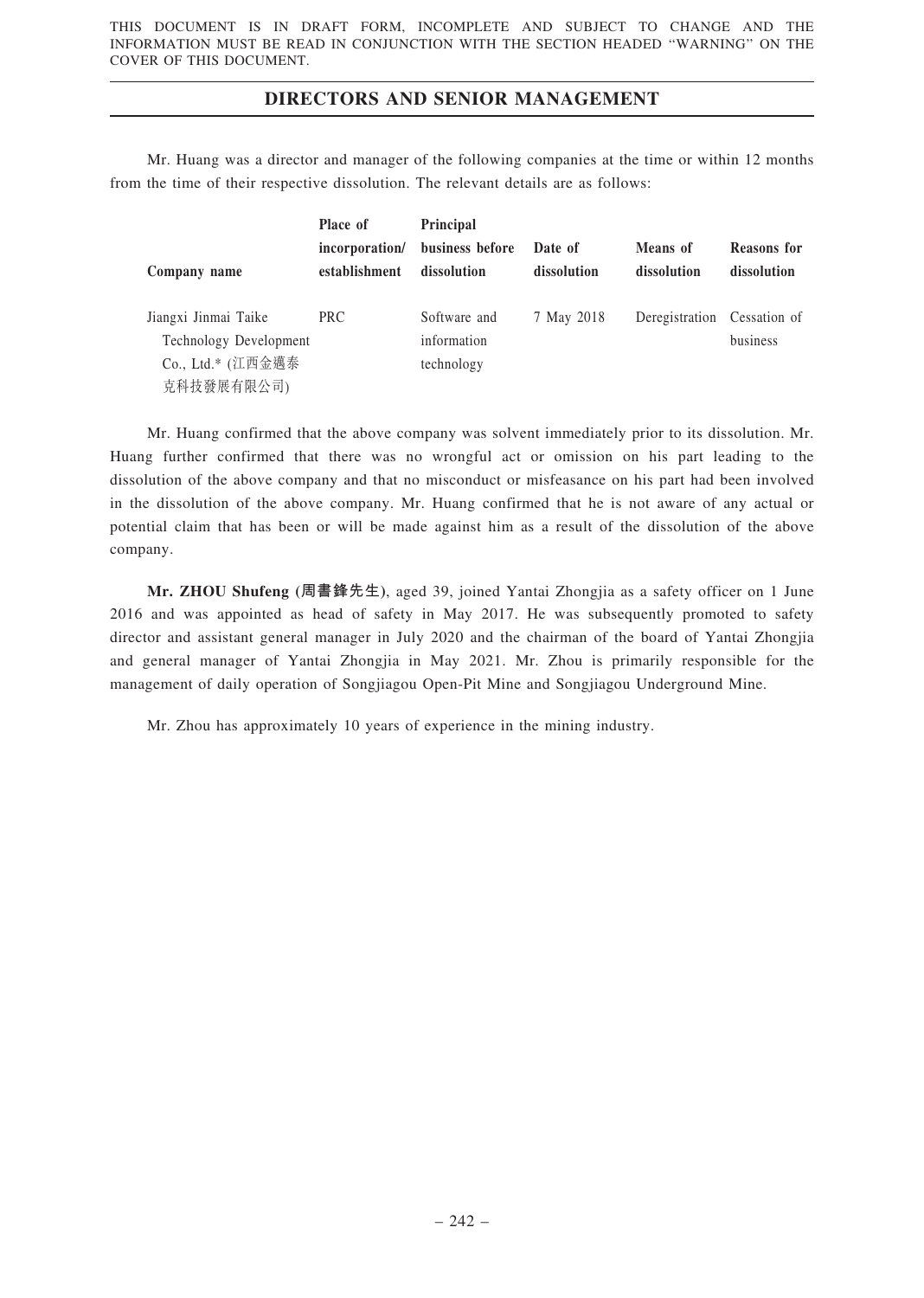## DIRECTORS AND SENIOR MANAGEMENT

Mr. Huang was a director and manager of the following companies at the time or within 12 months from the time of their respective dissolution. The relevant details are as follows:

| Company name | Place of incorporation/ establishment | Principal business before dissolution | Date of dissolution | Means of dissolution | Reasons for dissolution |
|---|---|---|---|---|---|
| Jiangxi Jinmai Taike Technology Development Co., Ltd.* (江西金邁泰克科技發展有限公司) | PRC | Software and information technology | 7 May 2018 | Deregistration | Cessation of business |

Mr. Huang confirmed that the above company was solvent immediately prior to its dissolution. Mr. Huang further confirmed that there was no wrongful act or omission on his part leading to the dissolution of the above company and that no misconduct or misfeasance on his part had been involved in the dissolution of the above company. Mr. Huang confirmed that he is not aware of any actual or potential claim that has been or will be made against him as a result of the dissolution of the above company.

**Mr. ZHOU Shufeng (周書鋒先生)**, aged 39, joined Yantai Zhongjia as a safety officer on 1 June 2016 and was appointed as head of safety in May 2017. He was subsequently promoted to safety director and assistant general manager in July 2020 and the chairman of the board of Yantai Zhongjia and general manager of Yantai Zhongjia in May 2021. Mr. Zhou is primarily responsible for the management of daily operation of Songjiagou Open-Pit Mine and Songjiagou Underground Mine.

Mr. Zhou has approximately 10 years of experience in the mining industry.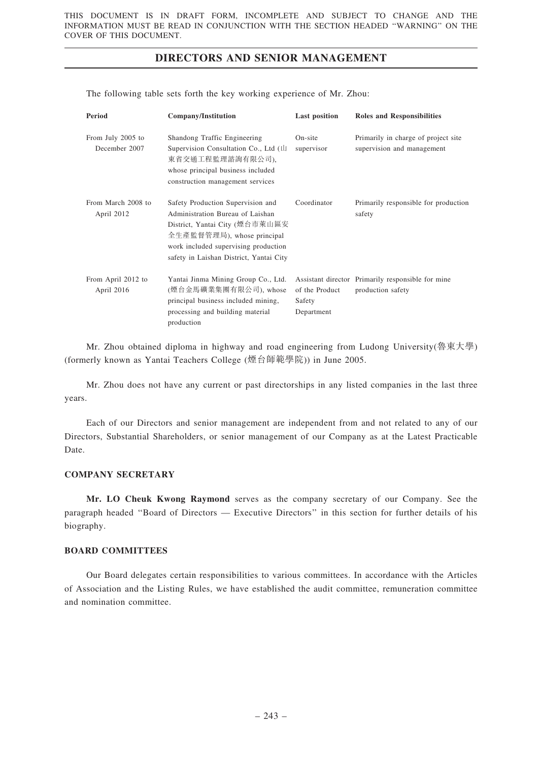## DIRECTORS AND SENIOR MANAGEMENT

The following table sets forth the key working experience of Mr. Zhou:

| Period | Company/Institution | Last position | Roles and Responsibilities |
|---|---|---|---|
| From July 2005 to December 2007 | Shandong Traffic Engineering Supervision Consultation Co., Ltd (山東省交通工程監理諮詢有限公司), whose principal business included construction management services | On-site supervisor | Primarily in charge of project site supervision and management |
| From March 2008 to April 2012 | Safety Production Supervision and Administration Bureau of Laishan District, Yantai City (煙台市萊山區安全生產監督管理局), whose principal work included supervising production safety in Laishan District, Yantai City | Coordinator | Primarily responsible for production safety |
| From April 2012 to April 2016 | Yantai Jinma Mining Group Co., Ltd. (煙台金馬礦業集團有限公司), whose principal business included mining, processing and building material production | Assistant director of the Product Safety Department | Primarily responsible for mine production safety |

Mr. Zhou obtained diploma in highway and road engineering from Ludong University(魯東大學) (formerly known as Yantai Teachers College (煙台師範學院)) in June 2005.

Mr. Zhou does not have any current or past directorships in any listed companies in the last three years.

Each of our Directors and senior management are independent from and not related to any of our Directors, Substantial Shareholders, or senior management of our Company as at the Latest Practicable Date.

### COMPANY SECRETARY

**Mr. LO Cheuk Kwong Raymond** serves as the company secretary of our Company. See the paragraph headed "Board of Directors — Executive Directors" in this section for further details of his biography.

### BOARD COMMITTEES

Our Board delegates certain responsibilities to various committees. In accordance with the Articles of Association and the Listing Rules, we have established the audit committee, remuneration committee and nomination committee.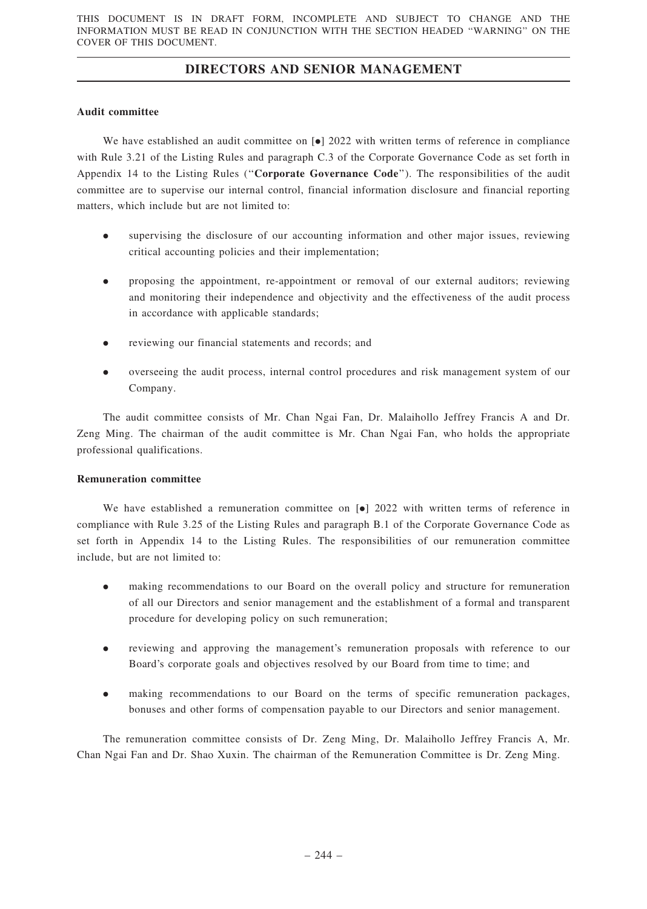**Audit committee**

We have established an audit committee on [●] 2022 with written terms of reference in compliance with Rule 3.21 of the Listing Rules and paragraph C.3 of the Corporate Governance Code as set forth in Appendix 14 to the Listing Rules ("**Corporate Governance Code**"). The responsibilities of the audit committee are to supervise our internal control, financial information disclosure and financial reporting matters, which include but are not limited to:

- supervising the disclosure of our accounting information and other major issues, reviewing critical accounting policies and their implementation;
- proposing the appointment, re-appointment or removal of our external auditors; reviewing and monitoring their independence and objectivity and the effectiveness of the audit process in accordance with applicable standards;
- reviewing our financial statements and records; and
- overseeing the audit process, internal control procedures and risk management system of our Company.

The audit committee consists of Mr. Chan Ngai Fan, Dr. Malaihollo Jeffrey Francis A and Dr. Zeng Ming. The chairman of the audit committee is Mr. Chan Ngai Fan, who holds the appropriate professional qualifications.

**Remuneration committee**

We have established a remuneration committee on [●] 2022 with written terms of reference in compliance with Rule 3.25 of the Listing Rules and paragraph B.1 of the Corporate Governance Code as set forth in Appendix 14 to the Listing Rules. The responsibilities of our remuneration committee include, but are not limited to:

- making recommendations to our Board on the overall policy and structure for remuneration of all our Directors and senior management and the establishment of a formal and transparent procedure for developing policy on such remuneration;
- reviewing and approving the management's remuneration proposals with reference to our Board's corporate goals and objectives resolved by our Board from time to time; and
- making recommendations to our Board on the terms of specific remuneration packages, bonuses and other forms of compensation payable to our Directors and senior management.

The remuneration committee consists of Dr. Zeng Ming, Dr. Malaihollo Jeffrey Francis A, Mr. Chan Ngai Fan and Dr. Shao Xuxin. The chairman of the Remuneration Committee is Dr. Zeng Ming.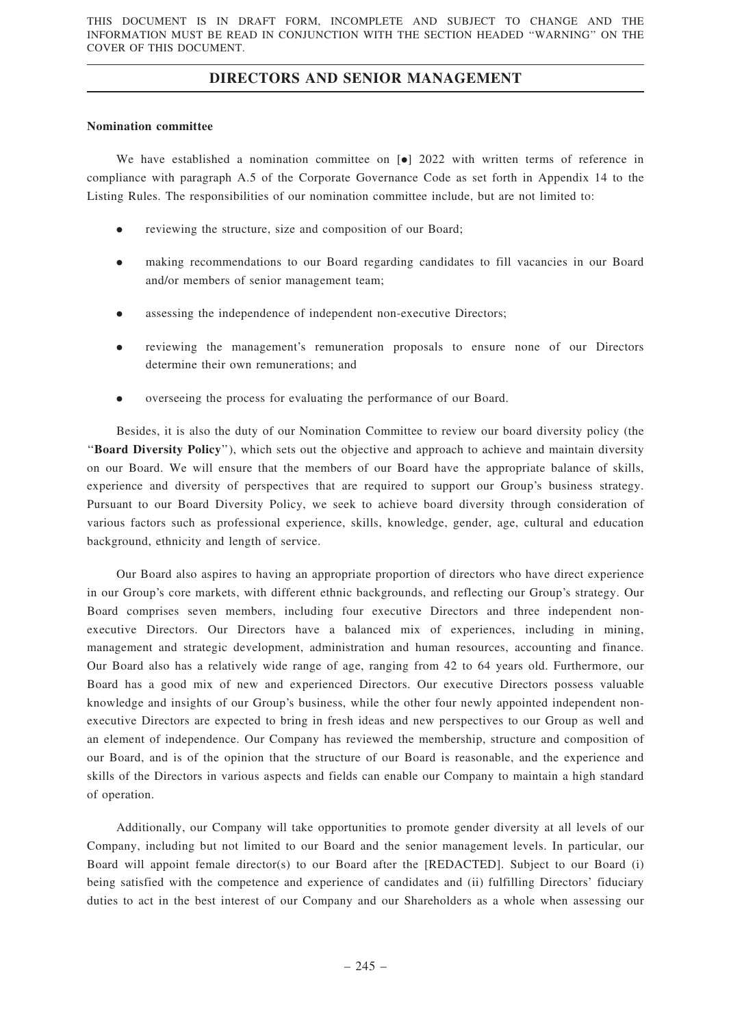## DIRECTORS AND SENIOR MANAGEMENT

**Nomination committee**

We have established a nomination committee on [●] 2022 with written terms of reference in compliance with paragraph A.5 of the Corporate Governance Code as set forth in Appendix 14 to the Listing Rules. The responsibilities of our nomination committee include, but are not limited to:

- reviewing the structure, size and composition of our Board;
- making recommendations to our Board regarding candidates to fill vacancies in our Board and/or members of senior management team;
- assessing the independence of independent non-executive Directors;
- reviewing the management's remuneration proposals to ensure none of our Directors determine their own remunerations; and
- overseeing the process for evaluating the performance of our Board.

Besides, it is also the duty of our Nomination Committee to review our board diversity policy (the "**Board Diversity Policy**"), which sets out the objective and approach to achieve and maintain diversity on our Board. We will ensure that the members of our Board have the appropriate balance of skills, experience and diversity of perspectives that are required to support our Group's business strategy. Pursuant to our Board Diversity Policy, we seek to achieve board diversity through consideration of various factors such as professional experience, skills, knowledge, gender, age, cultural and education background, ethnicity and length of service.

Our Board also aspires to having an appropriate proportion of directors who have direct experience in our Group's core markets, with different ethnic backgrounds, and reflecting our Group's strategy. Our Board comprises seven members, including four executive Directors and three independent non-executive Directors. Our Directors have a balanced mix of experiences, including in mining, management and strategic development, administration and human resources, accounting and finance. Our Board also has a relatively wide range of age, ranging from 42 to 64 years old. Furthermore, our Board has a good mix of new and experienced Directors. Our executive Directors possess valuable knowledge and insights of our Group's business, while the other four newly appointed independent non-executive Directors are expected to bring in fresh ideas and new perspectives to our Group as well and an element of independence. Our Company has reviewed the membership, structure and composition of our Board, and is of the opinion that the structure of our Board is reasonable, and the experience and skills of the Directors in various aspects and fields can enable our Company to maintain a high standard of operation.

Additionally, our Company will take opportunities to promote gender diversity at all levels of our Company, including but not limited to our Board and the senior management levels. In particular, our Board will appoint female director(s) to our Board after the [REDACTED]. Subject to our Board (i) being satisfied with the competence and experience of candidates and (ii) fulfilling Directors' fiduciary duties to act in the best interest of our Company and our Shareholders as a whole when assessing our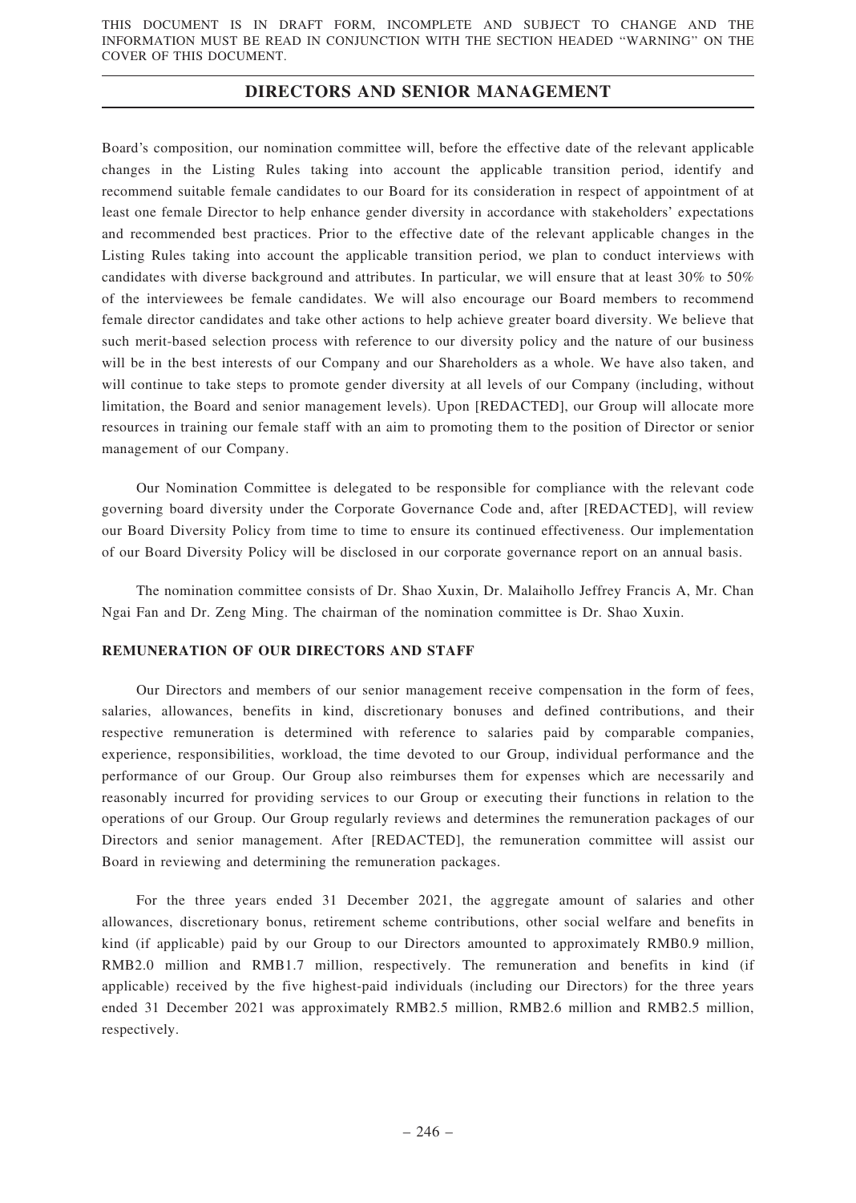Board's composition, our nomination committee will, before the effective date of the relevant applicable changes in the Listing Rules taking into account the applicable transition period, identify and recommend suitable female candidates to our Board for its consideration in respect of appointment of at least one female Director to help enhance gender diversity in accordance with stakeholders' expectations and recommended best practices. Prior to the effective date of the relevant applicable changes in the Listing Rules taking into account the applicable transition period, we plan to conduct interviews with candidates with diverse background and attributes. In particular, we will ensure that at least 30% to 50% of the interviewees be female candidates. We will also encourage our Board members to recommend female director candidates and take other actions to help achieve greater board diversity. We believe that such merit-based selection process with reference to our diversity policy and the nature of our business will be in the best interests of our Company and our Shareholders as a whole. We have also taken, and will continue to take steps to promote gender diversity at all levels of our Company (including, without limitation, the Board and senior management levels). Upon [REDACTED], our Group will allocate more resources in training our female staff with an aim to promoting them to the position of Director or senior management of our Company.

Our Nomination Committee is delegated to be responsible for compliance with the relevant code governing board diversity under the Corporate Governance Code and, after [REDACTED], will review our Board Diversity Policy from time to time to ensure its continued effectiveness. Our implementation of our Board Diversity Policy will be disclosed in our corporate governance report on an annual basis.

The nomination committee consists of Dr. Shao Xuxin, Dr. Malaihollo Jeffrey Francis A, Mr. Chan Ngai Fan and Dr. Zeng Ming. The chairman of the nomination committee is Dr. Shao Xuxin.

## REMUNERATION OF OUR DIRECTORS AND STAFF

Our Directors and members of our senior management receive compensation in the form of fees, salaries, allowances, benefits in kind, discretionary bonuses and defined contributions, and their respective remuneration is determined with reference to salaries paid by comparable companies, experience, responsibilities, workload, the time devoted to our Group, individual performance and the performance of our Group. Our Group also reimburses them for expenses which are necessarily and reasonably incurred for providing services to our Group or executing their functions in relation to the operations of our Group. Our Group regularly reviews and determines the remuneration packages of our Directors and senior management. After [REDACTED], the remuneration committee will assist our Board in reviewing and determining the remuneration packages.

For the three years ended 31 December 2021, the aggregate amount of salaries and other allowances, discretionary bonus, retirement scheme contributions, other social welfare and benefits in kind (if applicable) paid by our Group to our Directors amounted to approximately RMB0.9 million, RMB2.0 million and RMB1.7 million, respectively. The remuneration and benefits in kind (if applicable) received by the five highest-paid individuals (including our Directors) for the three years ended 31 December 2021 was approximately RMB2.5 million, RMB2.6 million and RMB2.5 million, respectively.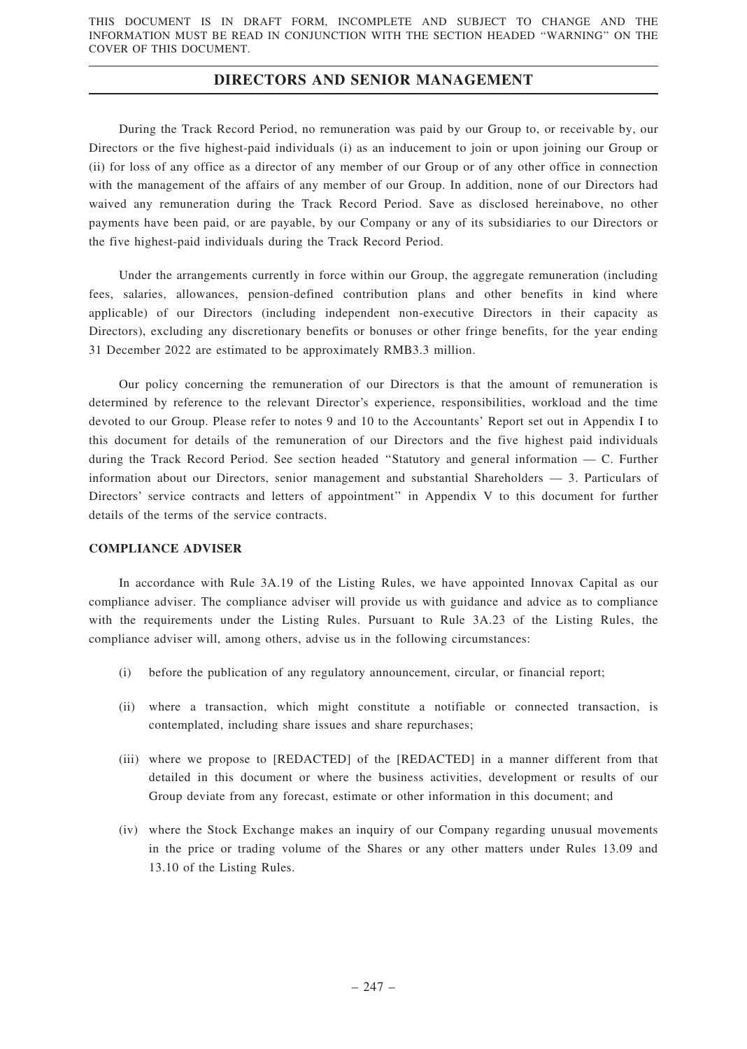During the Track Record Period, no remuneration was paid by our Group to, or receivable by, our Directors or the five highest-paid individuals (i) as an inducement to join or upon joining our Group or (ii) for loss of any office as a director of any member of our Group or of any other office in connection with the management of the affairs of any member of our Group. In addition, none of our Directors had waived any remuneration during the Track Record Period. Save as disclosed hereinabove, no other payments have been paid, or are payable, by our Company or any of its subsidiaries to our Directors or the five highest-paid individuals during the Track Record Period.

Under the arrangements currently in force within our Group, the aggregate remuneration (including fees, salaries, allowances, pension-defined contribution plans and other benefits in kind where applicable) of our Directors (including independent non-executive Directors in their capacity as Directors), excluding any discretionary benefits or bonuses or other fringe benefits, for the year ending 31 December 2022 are estimated to be approximately RMB3.3 million.

Our policy concerning the remuneration of our Directors is that the amount of remuneration is determined by reference to the relevant Director's experience, responsibilities, workload and the time devoted to our Group. Please refer to notes 9 and 10 to the Accountants' Report set out in Appendix I to this document for details of the remuneration of our Directors and the five highest paid individuals during the Track Record Period. See section headed "Statutory and general information — C. Further information about our Directors, senior management and substantial Shareholders — 3. Particulars of Directors' service contracts and letters of appointment" in Appendix V to this document for further details of the terms of the service contracts.

## COMPLIANCE ADVISER

In accordance with Rule 3A.19 of the Listing Rules, we have appointed Innovax Capital as our compliance adviser. The compliance adviser will provide us with guidance and advice as to compliance with the requirements under the Listing Rules. Pursuant to Rule 3A.23 of the Listing Rules, the compliance adviser will, among others, advise us in the following circumstances:

(i) before the publication of any regulatory announcement, circular, or financial report;

(ii) where a transaction, which might constitute a notifiable or connected transaction, is contemplated, including share issues and share repurchases;

(iii) where we propose to [REDACTED] of the [REDACTED] in a manner different from that detailed in this document or where the business activities, development or results of our Group deviate from any forecast, estimate or other information in this document; and

(iv) where the Stock Exchange makes an inquiry of our Company regarding unusual movements in the price or trading volume of the Shares or any other matters under Rules 13.09 and 13.10 of the Listing Rules.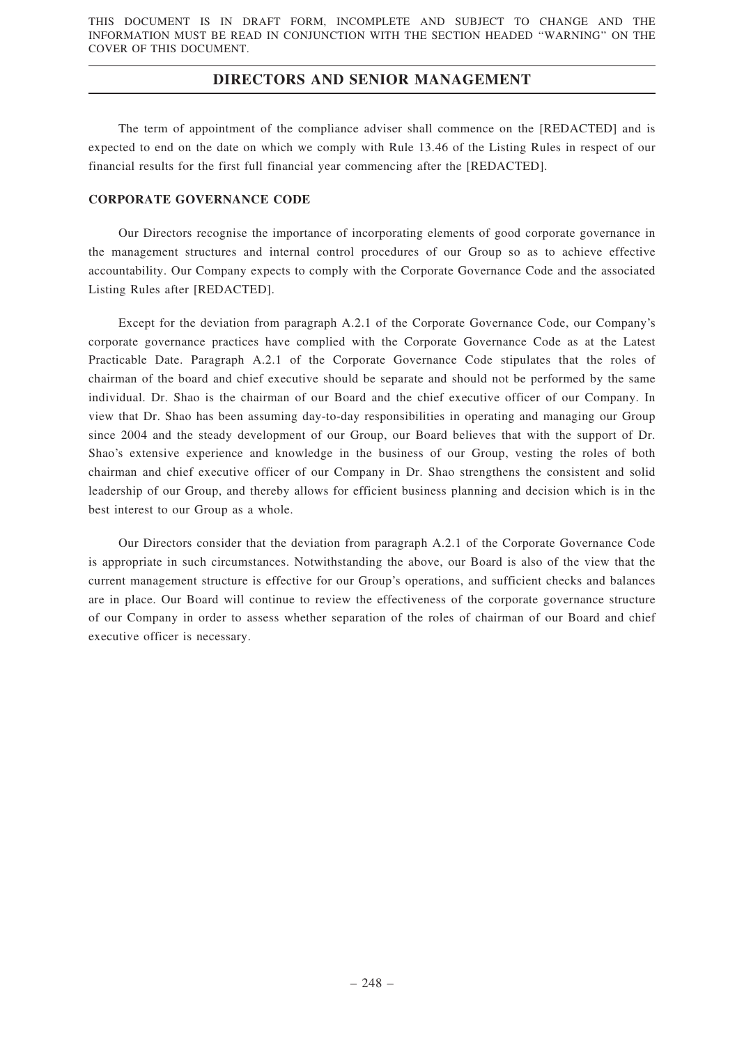The term of appointment of the compliance adviser shall commence on the [REDACTED] and is expected to end on the date on which we comply with Rule 13.46 of the Listing Rules in respect of our financial results for the first full financial year commencing after the [REDACTED].

## CORPORATE GOVERNANCE CODE

Our Directors recognise the importance of incorporating elements of good corporate governance in the management structures and internal control procedures of our Group so as to achieve effective accountability. Our Company expects to comply with the Corporate Governance Code and the associated Listing Rules after [REDACTED].

Except for the deviation from paragraph A.2.1 of the Corporate Governance Code, our Company's corporate governance practices have complied with the Corporate Governance Code as at the Latest Practicable Date. Paragraph A.2.1 of the Corporate Governance Code stipulates that the roles of chairman of the board and chief executive should be separate and should not be performed by the same individual. Dr. Shao is the chairman of our Board and the chief executive officer of our Company. In view that Dr. Shao has been assuming day-to-day responsibilities in operating and managing our Group since 2004 and the steady development of our Group, our Board believes that with the support of Dr. Shao's extensive experience and knowledge in the business of our Group, vesting the roles of both chairman and chief executive officer of our Company in Dr. Shao strengthens the consistent and solid leadership of our Group, and thereby allows for efficient business planning and decision which is in the best interest to our Group as a whole.

Our Directors consider that the deviation from paragraph A.2.1 of the Corporate Governance Code is appropriate in such circumstances. Notwithstanding the above, our Board is also of the view that the current management structure is effective for our Group's operations, and sufficient checks and balances are in place. Our Board will continue to review the effectiveness of the corporate governance structure of our Company in order to assess whether separation of the roles of chairman of our Board and chief executive officer is necessary.